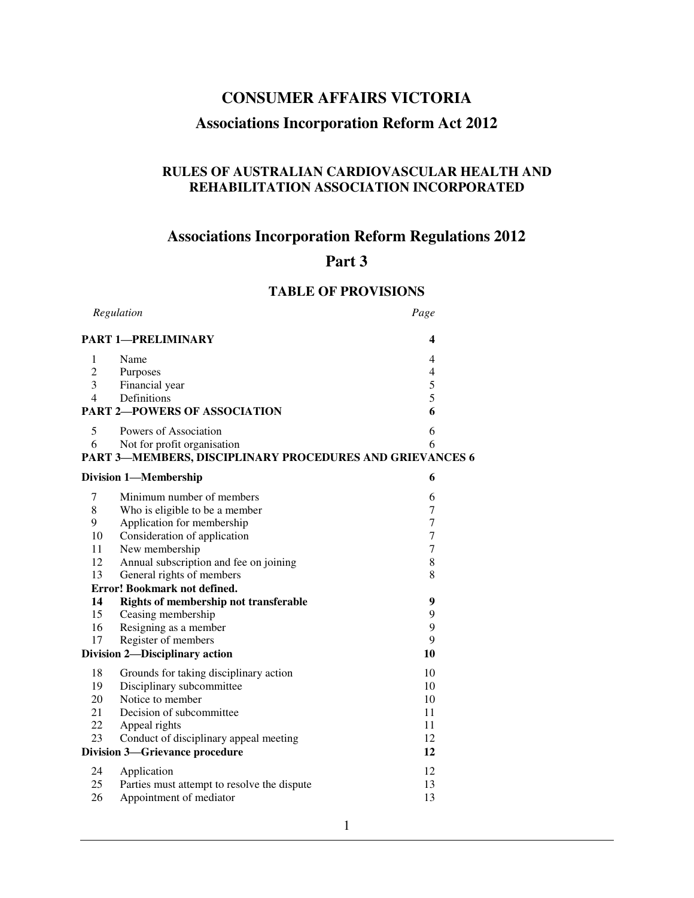# CONSUMER AFFAIRS VICTORIA

## Associations Incorporation Reform Act 2012

### RULES OF AUSTRALIAN CARDIOVASCULAR HEALTH AND REHABILITATION ASSOCIATION INCORPORATED

## Associations Incorporation Reform Regulations 2012

## Part 3

### TABLE OF PROVISIONS

| *Regulation* | | *Page* |
|---|---|---|
| **PART 1—PRELIMINARY** | | **4** |
| 1 | Name | 4 |
| 2 | Purposes | 4 |
| 3 | Financial year | 5 |
| 4 | Definitions | 5 |
| **PART 2—POWERS OF ASSOCIATION** | | **6** |
| 5 | Powers of Association | 6 |
| 6 | Not for profit organisation | 6 |
| **PART 3—MEMBERS, DISCIPLINARY PROCEDURES AND GRIEVANCES** | | **6** |
| **Division 1—Membership** | | **6** |
| 7 | Minimum number of members | 6 |
| 8 | Who is eligible to be a member | 7 |
| 9 | Application for membership | 7 |
| 10 | Consideration of application | 7 |
| 11 | New membership | 7 |
| 12 | Annual subscription and fee on joining | 8 |
| 13 | General rights of members | 8 |
| **Error! Bookmark not defined.** | | |
| **14** | **Rights of membership not transferable** | **9** |
| 15 | Ceasing membership | 9 |
| 16 | Resigning as a member | 9 |
| 17 | Register of members | 9 |
| **Division 2—Disciplinary action** | | **10** |
| 18 | Grounds for taking disciplinary action | 10 |
| 19 | Disciplinary subcommittee | 10 |
| 20 | Notice to member | 10 |
| 21 | Decision of subcommittee | 11 |
| 22 | Appeal rights | 11 |
| 23 | Conduct of disciplinary appeal meeting | 12 |
| **Division 3—Grievance procedure** | | **12** |
| 24 | Application | 12 |
| 25 | Parties must attempt to resolve the dispute | 13 |
| 26 | Appointment of mediator | 13 |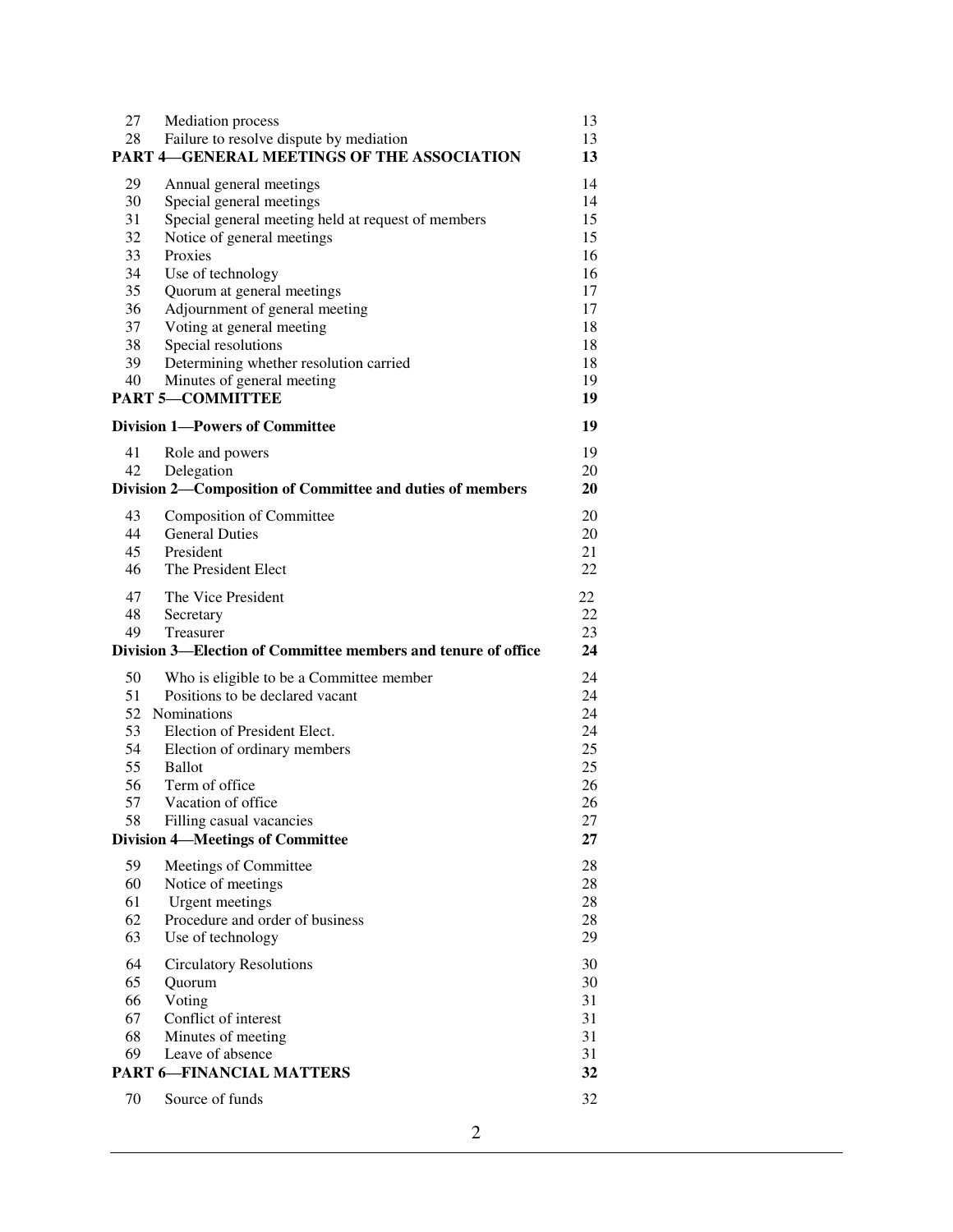| | | |
|---|---|---|
| 27 | Mediation process | 13 |
| 28 | Failure to resolve dispute by mediation | 13 |
| **PART 4—GENERAL MEETINGS OF THE ASSOCIATION** | | **13** |
| 29 | Annual general meetings | 14 |
| 30 | Special general meetings | 14 |
| 31 | Special general meeting held at request of members | 15 |
| 32 | Notice of general meetings | 15 |
| 33 | Proxies | 16 |
| 34 | Use of technology | 16 |
| 35 | Quorum at general meetings | 17 |
| 36 | Adjournment of general meeting | 17 |
| 37 | Voting at general meeting | 18 |
| 38 | Special resolutions | 18 |
| 39 | Determining whether resolution carried | 18 |
| 40 | Minutes of general meeting | 19 |
| **PART 5—COMMITTEE** | | **19** |
| **Division 1—Powers of Committee** | | **19** |
| 41 | Role and powers | 19 |
| 42 | Delegation | 20 |
| **Division 2—Composition of Committee and duties of members** | | **20** |
| 43 | Composition of Committee | 20 |
| 44 | General Duties | 20 |
| 45 | President | 21 |
| 46 | The President Elect | 22 |
| 47 | The Vice President | 22 |
| 48 | Secretary | 22 |
| 49 | Treasurer | 23 |
| **Division 3—Election of Committee members and tenure of office** | | **24** |
| 50 | Who is eligible to be a Committee member | 24 |
| 51 | Positions to be declared vacant | 24 |
| 52 | Nominations | 24 |
| 53 | Election of President Elect. | 24 |
| 54 | Election of ordinary members | 25 |
| 55 | Ballot | 25 |
| 56 | Term of office | 26 |
| 57 | Vacation of office | 26 |
| 58 | Filling casual vacancies | 27 |
| **Division 4—Meetings of Committee** | | **27** |
| 59 | Meetings of Committee | 28 |
| 60 | Notice of meetings | 28 |
| 61 | Urgent meetings | 28 |
| 62 | Procedure and order of business | 28 |
| 63 | Use of technology | 29 |
| 64 | Circulatory Resolutions | 30 |
| 65 | Quorum | 30 |
| 66 | Voting | 31 |
| 67 | Conflict of interest | 31 |
| 68 | Minutes of meeting | 31 |
| 69 | Leave of absence | 31 |
| **PART 6—FINANCIAL MATTERS** | | **32** |
| 70 | Source of funds | 32 |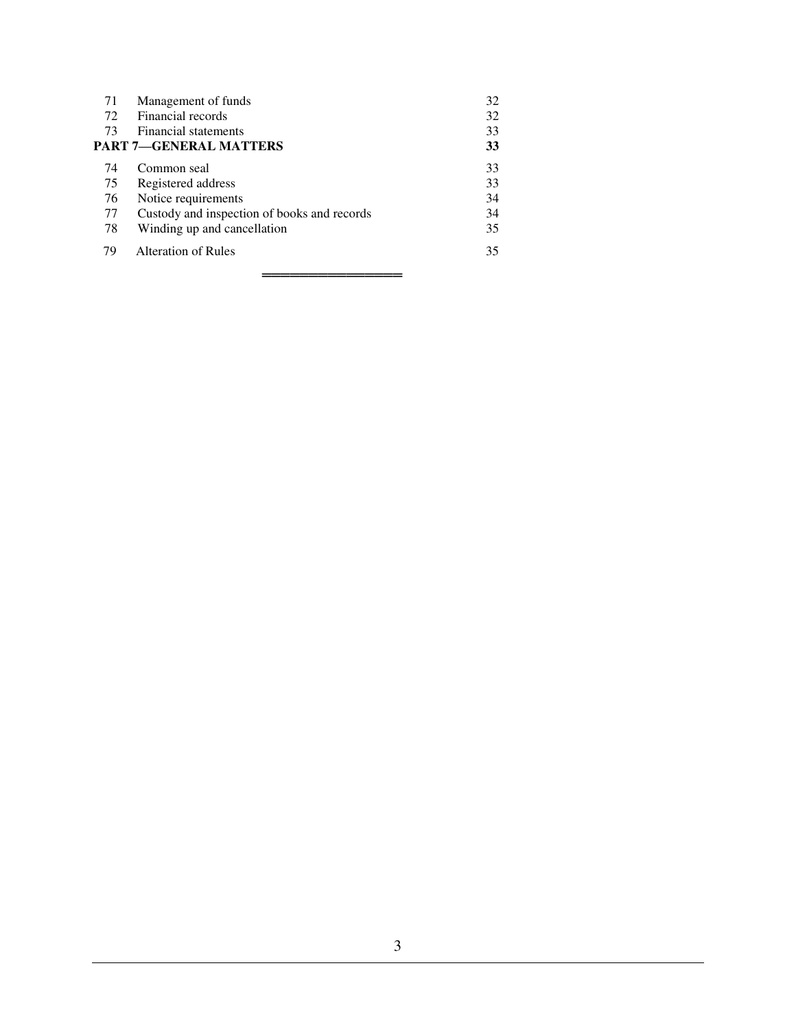| | | |
|---|---|---|
| 71 | Management of funds | 32 |
| 72 | Financial records | 32 |
| 73 | Financial statements | 33 |
| **PART 7—GENERAL MATTERS** | | **33** |
| 74 | Common seal | 33 |
| 75 | Registered address | 33 |
| 76 | Notice requirements | 34 |
| 77 | Custody and inspection of books and records | 34 |
| 78 | Winding up and cancellation | 35 |
| 79 | Alteration of Rules | 35 |

═══════════════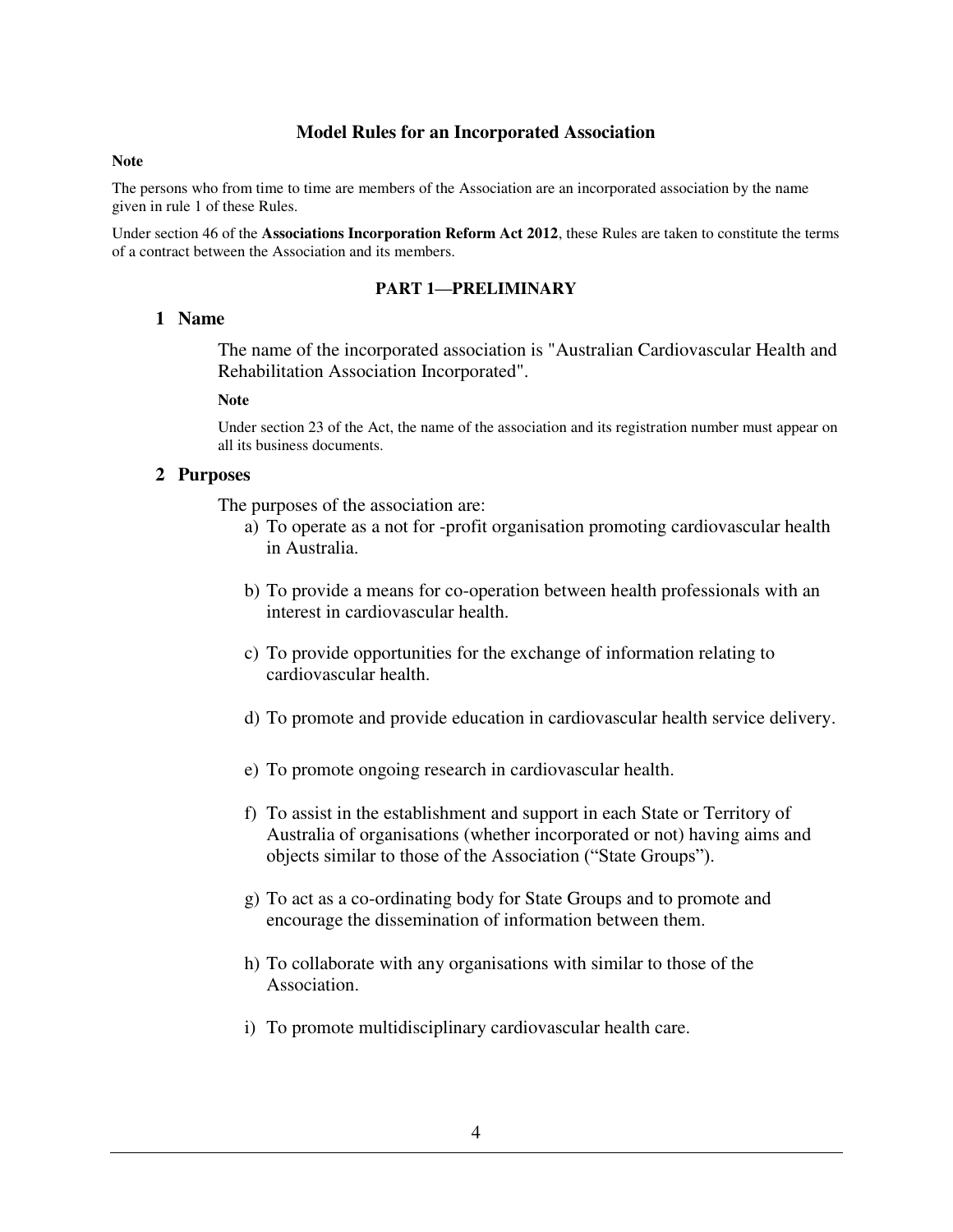## Model Rules for an Incorporated Association

**Note**

The persons who from time to time are members of the Association are an incorporated association by the name given in rule 1 of these Rules.

Under section 46 of the **Associations Incorporation Reform Act 2012**, these Rules are taken to constitute the terms of a contract between the Association and its members.

## PART 1—PRELIMINARY

### 1 Name

The name of the incorporated association is "Australian Cardiovascular Health and Rehabilitation Association Incorporated".

**Note**

Under section 23 of the Act, the name of the association and its registration number must appear on all its business documents.

### 2 Purposes

The purposes of the association are:

a) To operate as a not for -profit organisation promoting cardiovascular health in Australia.

b) To provide a means for co-operation between health professionals with an interest in cardiovascular health.

c) To provide opportunities for the exchange of information relating to cardiovascular health.

d) To promote and provide education in cardiovascular health service delivery.

e) To promote ongoing research in cardiovascular health.

f) To assist in the establishment and support in each State or Territory of Australia of organisations (whether incorporated or not) having aims and objects similar to those of the Association ("State Groups").

g) To act as a co-ordinating body for State Groups and to promote and encourage the dissemination of information between them.

h) To collaborate with any organisations with similar to those of the Association.

i) To promote multidisciplinary cardiovascular health care.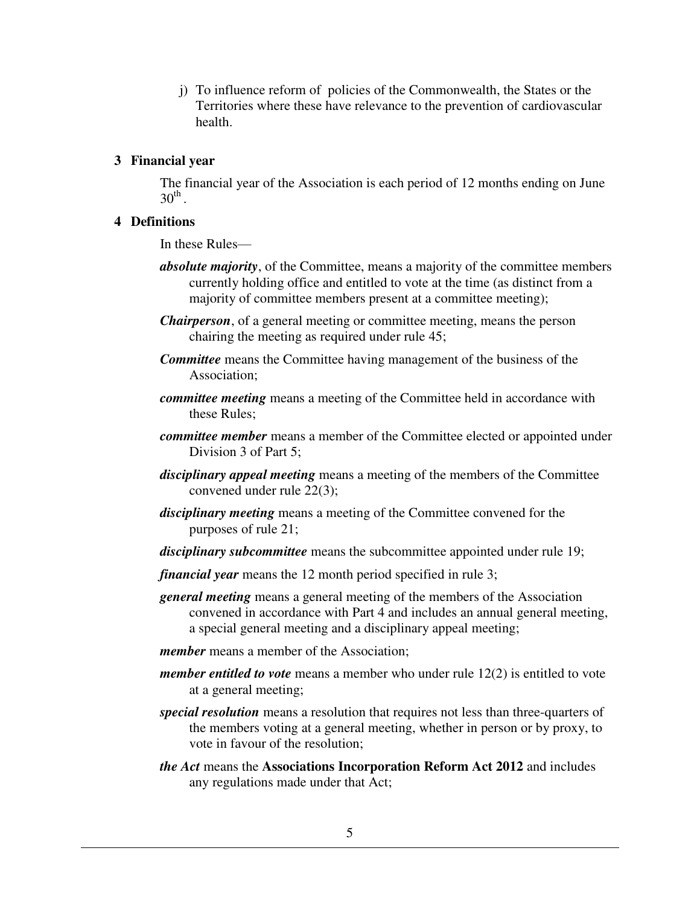j) To influence reform of policies of the Commonwealth, the States or the Territories where these have relevance to the prevention of cardiovascular health.

## 3 Financial year

The financial year of the Association is each period of 12 months ending on June $30^{th}$ .

## 4 Definitions

In these Rules—

***absolute majority***, of the Committee, means a majority of the committee members currently holding office and entitled to vote at the time (as distinct from a majority of committee members present at a committee meeting);

***Chairperson***, of a general meeting or committee meeting, means the person chairing the meeting as required under rule 45;

***Committee*** means the Committee having management of the business of the Association;

***committee meeting*** means a meeting of the Committee held in accordance with these Rules;

***committee member*** means a member of the Committee elected or appointed under Division 3 of Part 5;

***disciplinary appeal meeting*** means a meeting of the members of the Committee convened under rule 22(3);

***disciplinary meeting*** means a meeting of the Committee convened for the purposes of rule 21;

***disciplinary subcommittee*** means the subcommittee appointed under rule 19;

***financial year*** means the 12 month period specified in rule 3;

***general meeting*** means a general meeting of the members of the Association convened in accordance with Part 4 and includes an annual general meeting, a special general meeting and a disciplinary appeal meeting;

***member*** means a member of the Association;

***member entitled to vote*** means a member who under rule 12(2) is entitled to vote at a general meeting;

***special resolution*** means a resolution that requires not less than three-quarters of the members voting at a general meeting, whether in person or by proxy, to vote in favour of the resolution;

***the Act*** means the **Associations Incorporation Reform Act 2012** and includes any regulations made under that Act;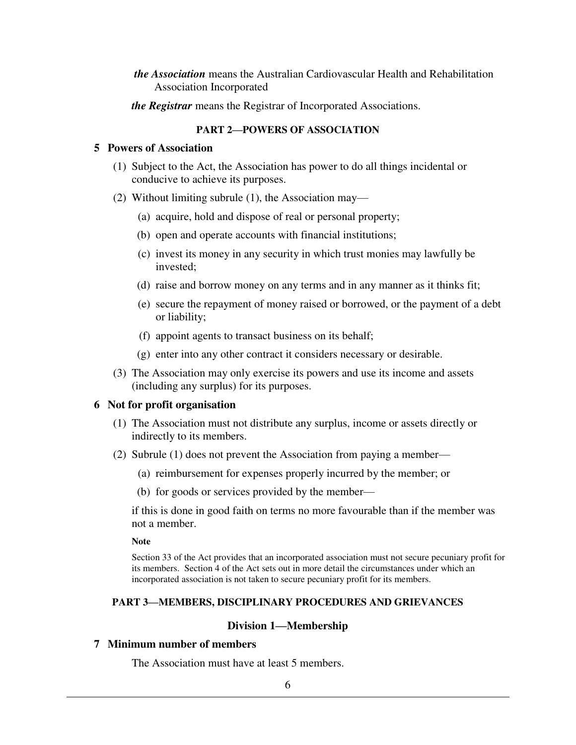***the Association*** means the Australian Cardiovascular Health and Rehabilitation Association Incorporated

***the Registrar*** means the Registrar of Incorporated Associations.

## PART 2—POWERS OF ASSOCIATION

### 5 Powers of Association

(1) Subject to the Act, the Association has power to do all things incidental or conducive to achieve its purposes.

(2) Without limiting subrule (1), the Association may—

- (a) acquire, hold and dispose of real or personal property;
- (b) open and operate accounts with financial institutions;
- (c) invest its money in any security in which trust monies may lawfully be invested;
- (d) raise and borrow money on any terms and in any manner as it thinks fit;
- (e) secure the repayment of money raised or borrowed, or the payment of a debt or liability;
- (f) appoint agents to transact business on its behalf;
- (g) enter into any other contract it considers necessary or desirable.

(3) The Association may only exercise its powers and use its income and assets (including any surplus) for its purposes.

### 6 Not for profit organisation

(1) The Association must not distribute any surplus, income or assets directly or indirectly to its members.

(2) Subrule (1) does not prevent the Association from paying a member—

- (a) reimbursement for expenses properly incurred by the member; or
- (b) for goods or services provided by the member—

if this is done in good faith on terms no more favourable than if the member was not a member.

**Note**

Section 33 of the Act provides that an incorporated association must not secure pecuniary profit for its members. Section 4 of the Act sets out in more detail the circumstances under which an incorporated association is not taken to secure pecuniary profit for its members.

## PART 3—MEMBERS, DISCIPLINARY PROCEDURES AND GRIEVANCES

### Division 1—Membership

### 7 Minimum number of members

The Association must have at least 5 members.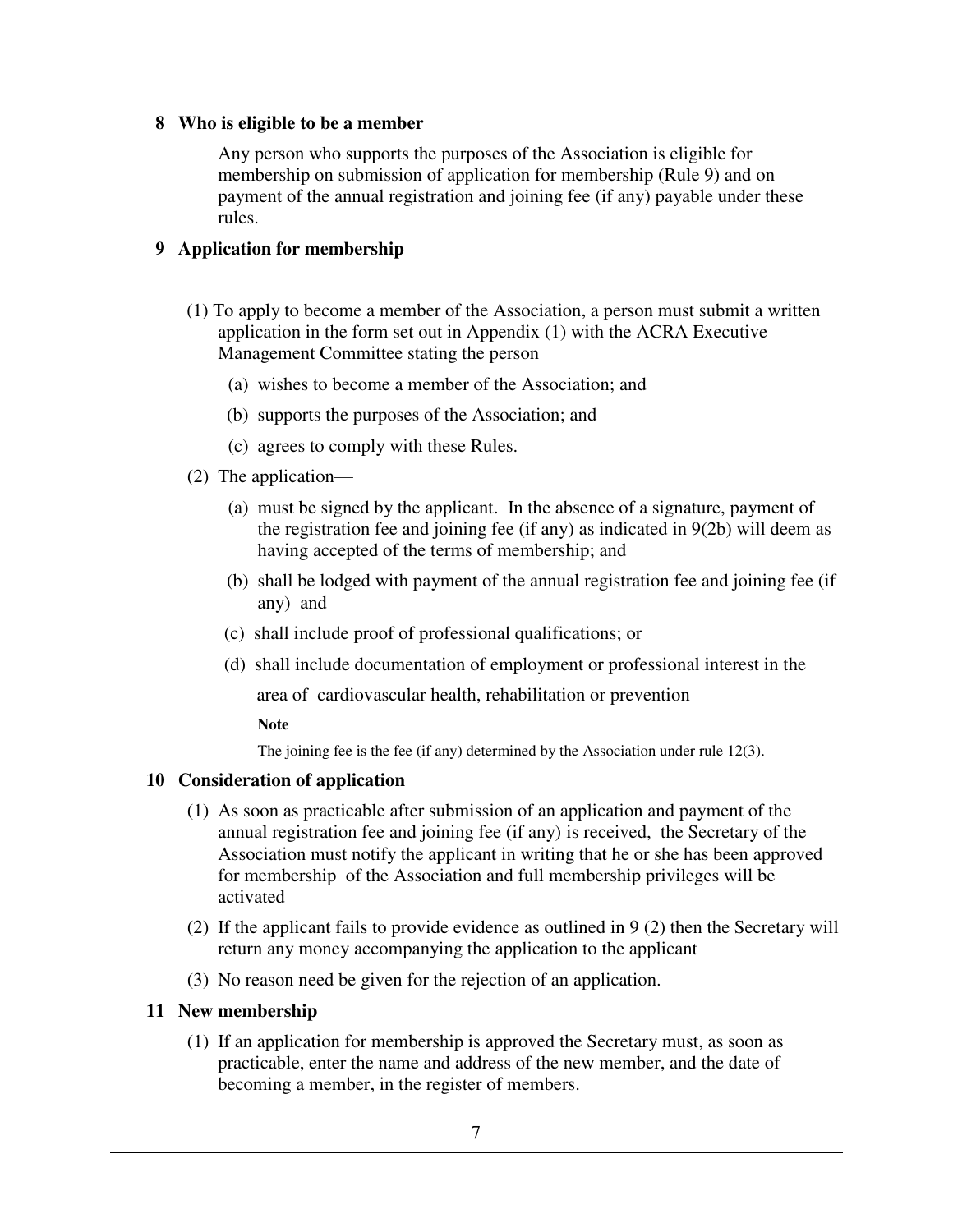## 8 Who is eligible to be a member

Any person who supports the purposes of the Association is eligible for membership on submission of application for membership (Rule 9) and on payment of the annual registration and joining fee (if any) payable under these rules.

## 9 Application for membership

(1) To apply to become a member of the Association, a person must submit a written application in the form set out in Appendix (1) with the ACRA Executive Management Committee stating the person

- (a) wishes to become a member of the Association; and
- (b) supports the purposes of the Association; and
- (c) agrees to comply with these Rules.

(2) The application—

- (a) must be signed by the applicant. In the absence of a signature, payment of the registration fee and joining fee (if any) as indicated in 9(2b) will deem as having accepted of the terms of membership; and
- (b) shall be lodged with payment of the annual registration fee and joining fee (if any) and
- (c) shall include proof of professional qualifications; or
- (d) shall include documentation of employment or professional interest in the area of cardiovascular health, rehabilitation or prevention

**Note**

The joining fee is the fee (if any) determined by the Association under rule 12(3).

## 10 Consideration of application

(1) As soon as practicable after submission of an application and payment of the annual registration fee and joining fee (if any) is received, the Secretary of the Association must notify the applicant in writing that he or she has been approved for membership of the Association and full membership privileges will be activated

(2) If the applicant fails to provide evidence as outlined in 9 (2) then the Secretary will return any money accompanying the application to the applicant

(3) No reason need be given for the rejection of an application.

## 11 New membership

(1) If an application for membership is approved the Secretary must, as soon as practicable, enter the name and address of the new member, and the date of becoming a member, in the register of members.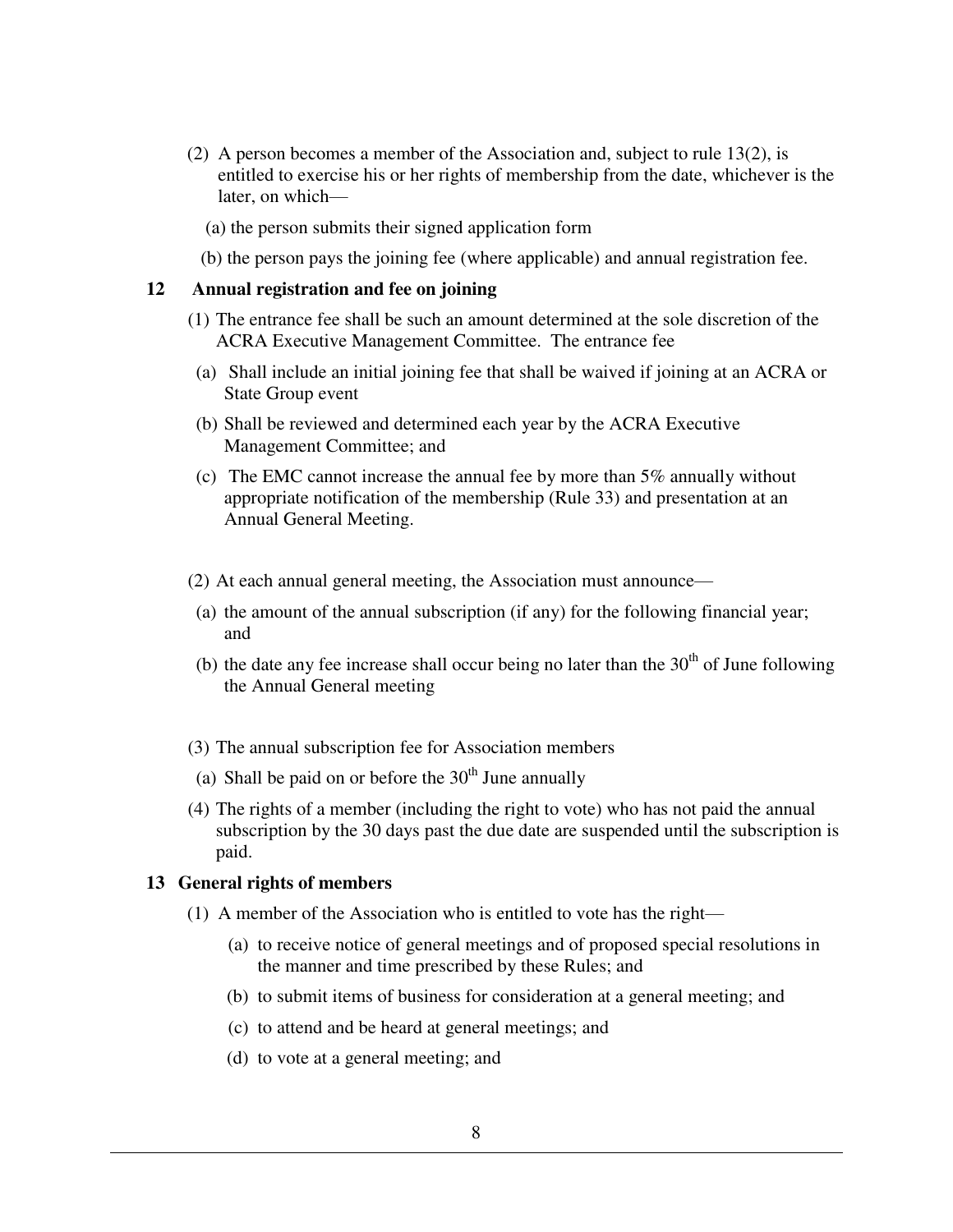(2) A person becomes a member of the Association and, subject to rule 13(2), is entitled to exercise his or her rights of membership from the date, whichever is the later, on which—

(a) the person submits their signed application form

(b) the person pays the joining fee (where applicable) and annual registration fee.

## 12 Annual registration and fee on joining

(1) The entrance fee shall be such an amount determined at the sole discretion of the ACRA Executive Management Committee. The entrance fee

(a) Shall include an initial joining fee that shall be waived if joining at an ACRA or State Group event

(b) Shall be reviewed and determined each year by the ACRA Executive Management Committee; and

(c) The EMC cannot increase the annual fee by more than 5% annually without appropriate notification of the membership (Rule 33) and presentation at an Annual General Meeting.

(2) At each annual general meeting, the Association must announce—

(a) the amount of the annual subscription (if any) for the following financial year; and

(b) the date any fee increase shall occur being no later than the 30th of June following the Annual General meeting

(3) The annual subscription fee for Association members

(a) Shall be paid on or before the 30th June annually

(4) The rights of a member (including the right to vote) who has not paid the annual subscription by the 30 days past the due date are suspended until the subscription is paid.

## 13 General rights of members

(1) A member of the Association who is entitled to vote has the right—

(a) to receive notice of general meetings and of proposed special resolutions in the manner and time prescribed by these Rules; and

(b) to submit items of business for consideration at a general meeting; and

(c) to attend and be heard at general meetings; and

(d) to vote at a general meeting; and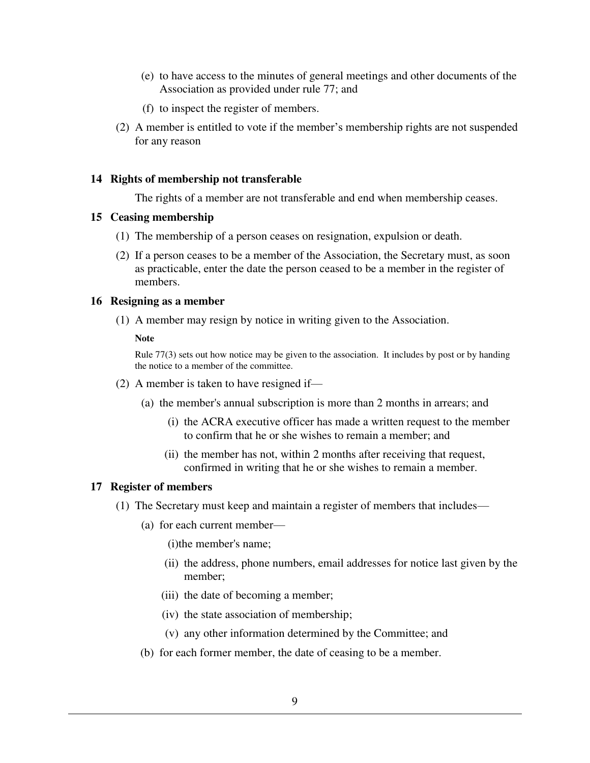(e) to have access to the minutes of general meetings and other documents of the Association as provided under rule 77; and

(f) to inspect the register of members.

(2) A member is entitled to vote if the member's membership rights are not suspended for any reason

### 14 Rights of membership not transferable

The rights of a member are not transferable and end when membership ceases.

### 15 Ceasing membership

(1) The membership of a person ceases on resignation, expulsion or death.

(2) If a person ceases to be a member of the Association, the Secretary must, as soon as practicable, enter the date the person ceased to be a member in the register of members.

### 16 Resigning as a member

(1) A member may resign by notice in writing given to the Association.

**Note**

Rule 77(3) sets out how notice may be given to the association. It includes by post or by handing the notice to a member of the committee.

(2) A member is taken to have resigned if—

(a) the member's annual subscription is more than 2 months in arrears; and

(i) the ACRA executive officer has made a written request to the member to confirm that he or she wishes to remain a member; and

(ii) the member has not, within 2 months after receiving that request, confirmed in writing that he or she wishes to remain a member.

### 17 Register of members

(1) The Secretary must keep and maintain a register of members that includes—

(a) for each current member—

(i)the member's name;

(ii) the address, phone numbers, email addresses for notice last given by the member;

(iii) the date of becoming a member;

(iv) the state association of membership;

(v) any other information determined by the Committee; and

(b) for each former member, the date of ceasing to be a member.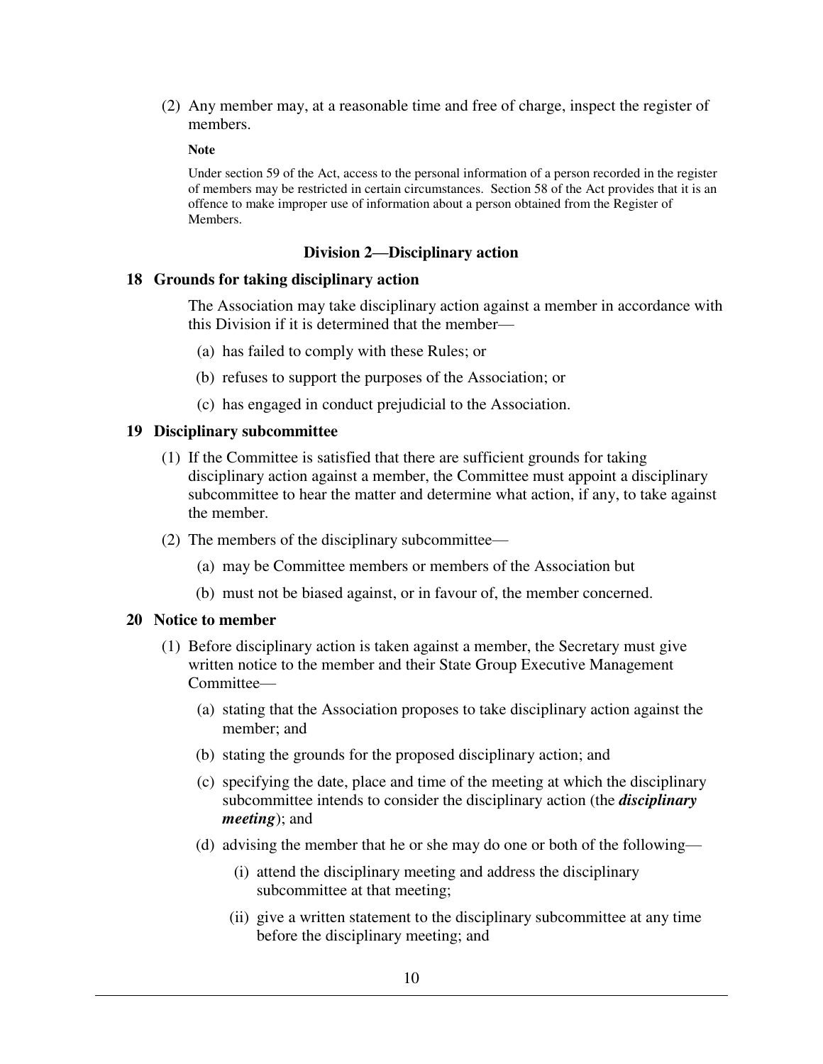(2) Any member may, at a reasonable time and free of charge, inspect the register of members.

**Note**

Under section 59 of the Act, access to the personal information of a person recorded in the register of members may be restricted in certain circumstances. Section 58 of the Act provides that it is an offence to make improper use of information about a person obtained from the Register of Members.

### Division 2—Disciplinary action

#### 18 Grounds for taking disciplinary action

The Association may take disciplinary action against a member in accordance with this Division if it is determined that the member—

(a) has failed to comply with these Rules; or

(b) refuses to support the purposes of the Association; or

(c) has engaged in conduct prejudicial to the Association.

#### 19 Disciplinary subcommittee

(1) If the Committee is satisfied that there are sufficient grounds for taking disciplinary action against a member, the Committee must appoint a disciplinary subcommittee to hear the matter and determine what action, if any, to take against the member.

(2) The members of the disciplinary subcommittee—

(a) may be Committee members or members of the Association but

(b) must not be biased against, or in favour of, the member concerned.

#### 20 Notice to member

(1) Before disciplinary action is taken against a member, the Secretary must give written notice to the member and their State Group Executive Management Committee—

(a) stating that the Association proposes to take disciplinary action against the member; and

(b) stating the grounds for the proposed disciplinary action; and

(c) specifying the date, place and time of the meeting at which the disciplinary subcommittee intends to consider the disciplinary action (the ***disciplinary meeting***); and

(d) advising the member that he or she may do one or both of the following—

(i) attend the disciplinary meeting and address the disciplinary subcommittee at that meeting;

(ii) give a written statement to the disciplinary subcommittee at any time before the disciplinary meeting; and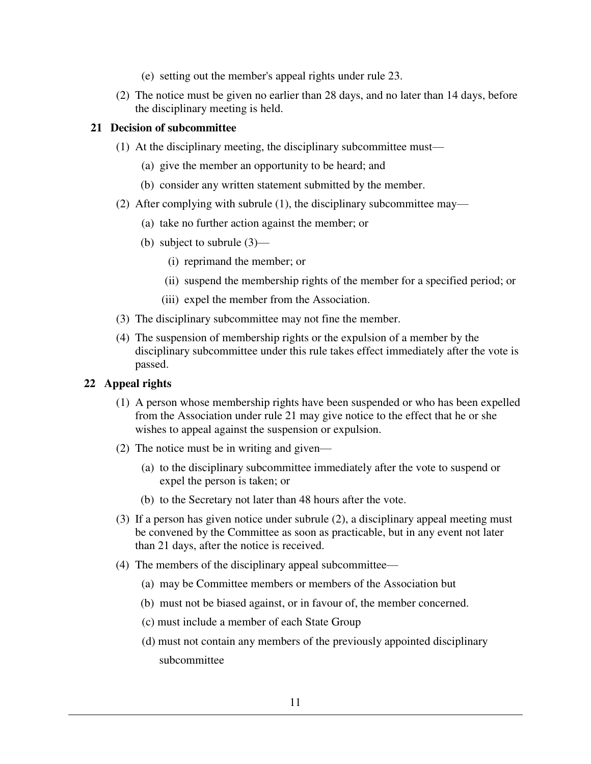(e) setting out the member's appeal rights under rule 23.

(2) The notice must be given no earlier than 28 days, and no later than 14 days, before the disciplinary meeting is held.

### 21 Decision of subcommittee

(1) At the disciplinary meeting, the disciplinary subcommittee must—

(a) give the member an opportunity to be heard; and

(b) consider any written statement submitted by the member.

(2) After complying with subrule (1), the disciplinary subcommittee may—

(a) take no further action against the member; or

(b) subject to subrule (3)—

(i) reprimand the member; or

(ii) suspend the membership rights of the member for a specified period; or

(iii) expel the member from the Association.

(3) The disciplinary subcommittee may not fine the member.

(4) The suspension of membership rights or the expulsion of a member by the disciplinary subcommittee under this rule takes effect immediately after the vote is passed.

### 22 Appeal rights

(1) A person whose membership rights have been suspended or who has been expelled from the Association under rule 21 may give notice to the effect that he or she wishes to appeal against the suspension or expulsion.

(2) The notice must be in writing and given—

(a) to the disciplinary subcommittee immediately after the vote to suspend or expel the person is taken; or

(b) to the Secretary not later than 48 hours after the vote.

(3) If a person has given notice under subrule (2), a disciplinary appeal meeting must be convened by the Committee as soon as practicable, but in any event not later than 21 days, after the notice is received.

(4) The members of the disciplinary appeal subcommittee—

(a) may be Committee members or members of the Association but

(b) must not be biased against, or in favour of, the member concerned.

(c) must include a member of each State Group

(d) must not contain any members of the previously appointed disciplinary subcommittee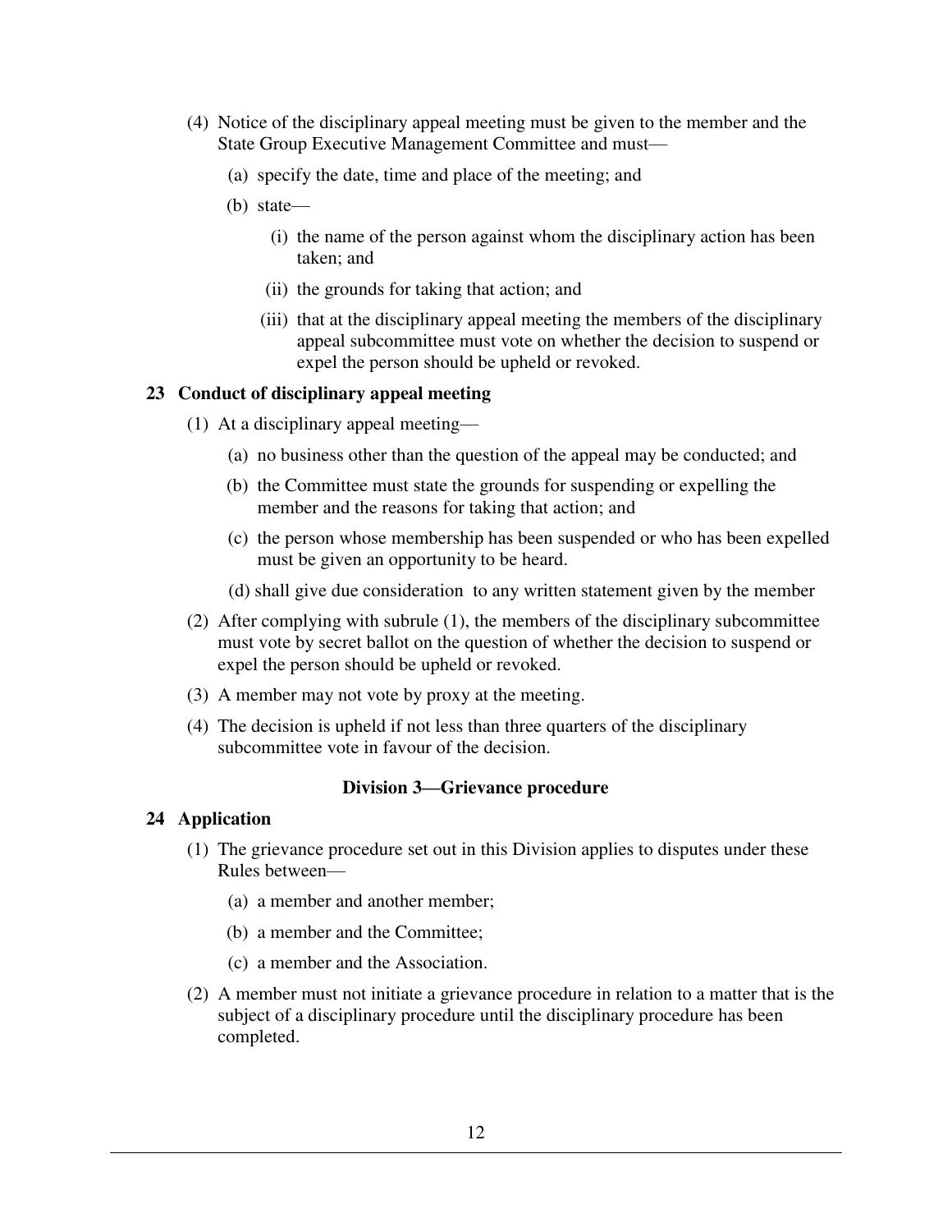(4) Notice of the disciplinary appeal meeting must be given to the member and the State Group Executive Management Committee and must—

   (a) specify the date, time and place of the meeting; and

   (b) state—

      (i) the name of the person against whom the disciplinary action has been taken; and

      (ii) the grounds for taking that action; and

      (iii) that at the disciplinary appeal meeting the members of the disciplinary appeal subcommittee must vote on whether the decision to suspend or expel the person should be upheld or revoked.

### 23 Conduct of disciplinary appeal meeting

(1) At a disciplinary appeal meeting—

   (a) no business other than the question of the appeal may be conducted; and

   (b) the Committee must state the grounds for suspending or expelling the member and the reasons for taking that action; and

   (c) the person whose membership has been suspended or who has been expelled must be given an opportunity to be heard.

   (d) shall give due consideration to any written statement given by the member

(2) After complying with subrule (1), the members of the disciplinary subcommittee must vote by secret ballot on the question of whether the decision to suspend or expel the person should be upheld or revoked.

(3) A member may not vote by proxy at the meeting.

(4) The decision is upheld if not less than three quarters of the disciplinary subcommittee vote in favour of the decision.

## Division 3—Grievance procedure

### 24 Application

(1) The grievance procedure set out in this Division applies to disputes under these Rules between—

   (a) a member and another member;

   (b) a member and the Committee;

   (c) a member and the Association.

(2) A member must not initiate a grievance procedure in relation to a matter that is the subject of a disciplinary procedure until the disciplinary procedure has been completed.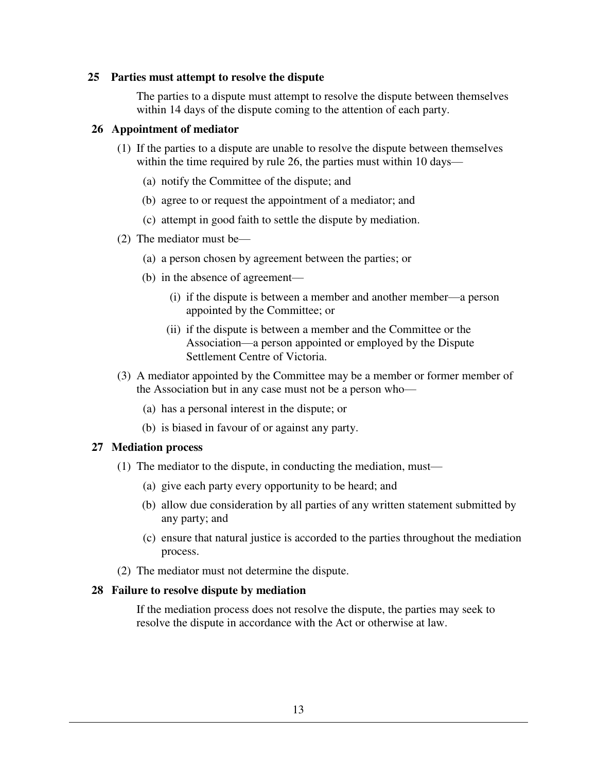### 25 Parties must attempt to resolve the dispute

The parties to a dispute must attempt to resolve the dispute between themselves within 14 days of the dispute coming to the attention of each party.

### 26 Appointment of mediator

(1) If the parties to a dispute are unable to resolve the dispute between themselves within the time required by rule 26, the parties must within 10 days—

(a) notify the Committee of the dispute; and

(b) agree to or request the appointment of a mediator; and

(c) attempt in good faith to settle the dispute by mediation.

(2) The mediator must be—

(a) a person chosen by agreement between the parties; or

(b) in the absence of agreement—

(i) if the dispute is between a member and another member—a person appointed by the Committee; or

(ii) if the dispute is between a member and the Committee or the Association—a person appointed or employed by the Dispute Settlement Centre of Victoria.

(3) A mediator appointed by the Committee may be a member or former member of the Association but in any case must not be a person who—

(a) has a personal interest in the dispute; or

(b) is biased in favour of or against any party.

### 27 Mediation process

(1) The mediator to the dispute, in conducting the mediation, must—

(a) give each party every opportunity to be heard; and

(b) allow due consideration by all parties of any written statement submitted by any party; and

(c) ensure that natural justice is accorded to the parties throughout the mediation process.

(2) The mediator must not determine the dispute.

### 28 Failure to resolve dispute by mediation

If the mediation process does not resolve the dispute, the parties may seek to resolve the dispute in accordance with the Act or otherwise at law.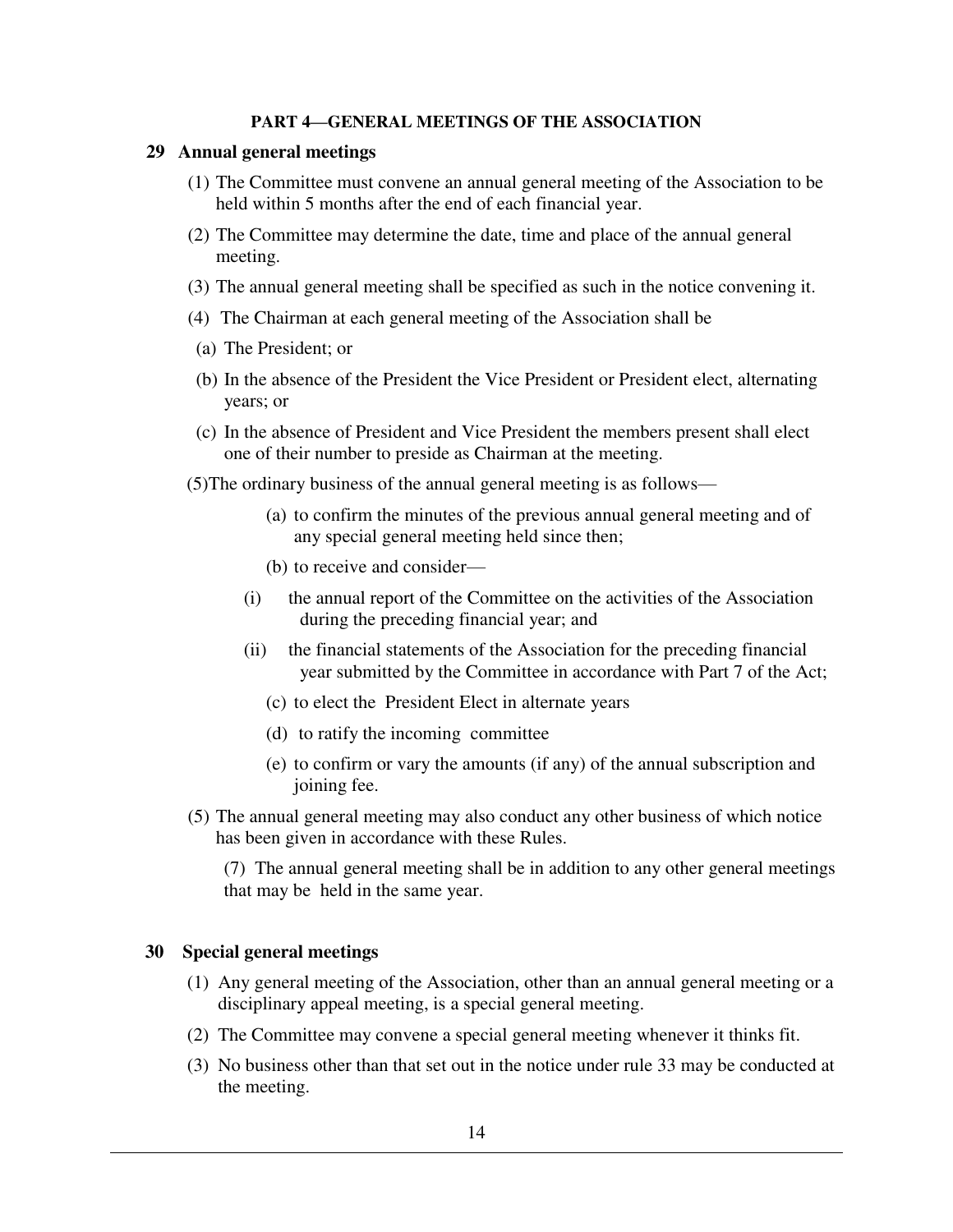#### PART 4—GENERAL MEETINGS OF THE ASSOCIATION

### 29 Annual general meetings

(1) The Committee must convene an annual general meeting of the Association to be held within 5 months after the end of each financial year.

(2) The Committee may determine the date, time and place of the annual general meeting.

(3) The annual general meeting shall be specified as such in the notice convening it.

(4) The Chairman at each general meeting of the Association shall be

(a) The President; or

(b) In the absence of the President the Vice President or President elect, alternating years; or

(c) In the absence of President and Vice President the members present shall elect one of their number to preside as Chairman at the meeting.

(5)The ordinary business of the annual general meeting is as follows—

(a) to confirm the minutes of the previous annual general meeting and of any special general meeting held since then;

(b) to receive and consider—

(i) the annual report of the Committee on the activities of the Association during the preceding financial year; and

(ii) the financial statements of the Association for the preceding financial year submitted by the Committee in accordance with Part 7 of the Act;

(c) to elect the President Elect in alternate years

(d) to ratify the incoming committee

(e) to confirm or vary the amounts (if any) of the annual subscription and joining fee.

(5) The annual general meeting may also conduct any other business of which notice has been given in accordance with these Rules.

(7) The annual general meeting shall be in addition to any other general meetings that may be held in the same year.

### 30 Special general meetings

(1) Any general meeting of the Association, other than an annual general meeting or a disciplinary appeal meeting, is a special general meeting.

(2) The Committee may convene a special general meeting whenever it thinks fit.

(3) No business other than that set out in the notice under rule 33 may be conducted at the meeting.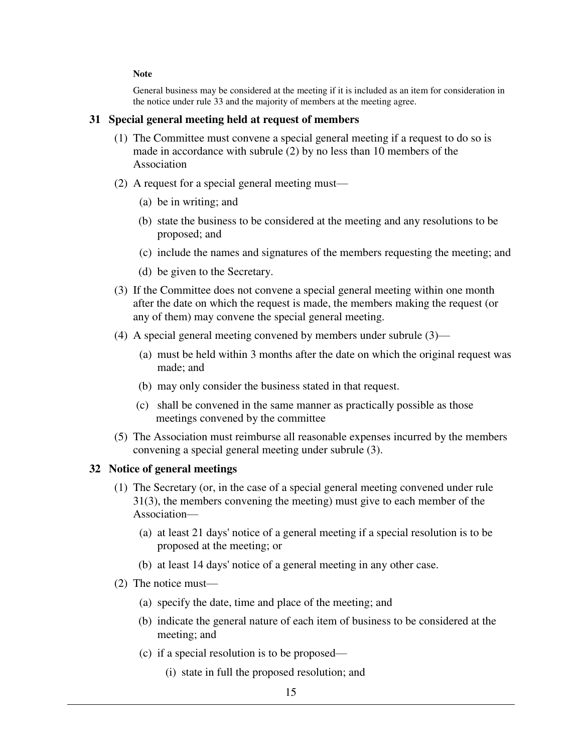**Note**

General business may be considered at the meeting if it is included as an item for consideration in the notice under rule 33 and the majority of members at the meeting agree.

### 31 Special general meeting held at request of members

(1) The Committee must convene a special general meeting if a request to do so is made in accordance with subrule (2) by no less than 10 members of the Association

(2) A request for a special general meeting must—

  (a) be in writing; and

  (b) state the business to be considered at the meeting and any resolutions to be proposed; and

  (c) include the names and signatures of the members requesting the meeting; and

  (d) be given to the Secretary.

(3) If the Committee does not convene a special general meeting within one month after the date on which the request is made, the members making the request (or any of them) may convene the special general meeting.

(4) A special general meeting convened by members under subrule (3)—

  (a) must be held within 3 months after the date on which the original request was made; and

  (b) may only consider the business stated in that request.

  (c) shall be convened in the same manner as practically possible as those meetings convened by the committee

(5) The Association must reimburse all reasonable expenses incurred by the members convening a special general meeting under subrule (3).

### 32 Notice of general meetings

(1) The Secretary (or, in the case of a special general meeting convened under rule 31(3), the members convening the meeting) must give to each member of the Association—

  (a) at least 21 days' notice of a general meeting if a special resolution is to be proposed at the meeting; or

  (b) at least 14 days' notice of a general meeting in any other case.

(2) The notice must—

  (a) specify the date, time and place of the meeting; and

  (b) indicate the general nature of each item of business to be considered at the meeting; and

  (c) if a special resolution is to be proposed—

    (i) state in full the proposed resolution; and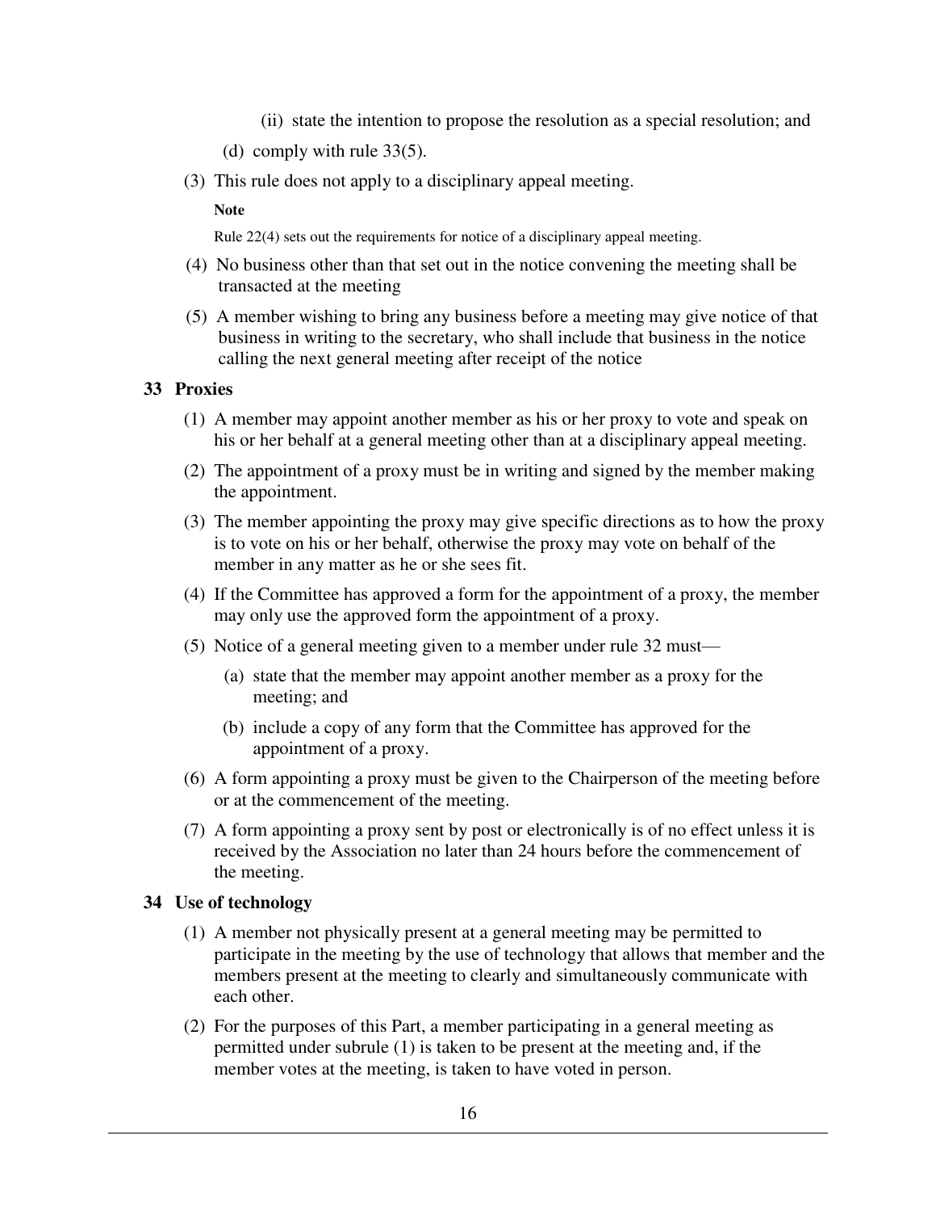(ii) state the intention to propose the resolution as a special resolution; and

(d) comply with rule 33(5).

(3) This rule does not apply to a disciplinary appeal meeting.

**Note**

Rule 22(4) sets out the requirements for notice of a disciplinary appeal meeting.

(4) No business other than that set out in the notice convening the meeting shall be transacted at the meeting

(5) A member wishing to bring any business before a meeting may give notice of that business in writing to the secretary, who shall include that business in the notice calling the next general meeting after receipt of the notice

### 33 Proxies

(1) A member may appoint another member as his or her proxy to vote and speak on his or her behalf at a general meeting other than at a disciplinary appeal meeting.

(2) The appointment of a proxy must be in writing and signed by the member making the appointment.

(3) The member appointing the proxy may give specific directions as to how the proxy is to vote on his or her behalf, otherwise the proxy may vote on behalf of the member in any matter as he or she sees fit.

(4) If the Committee has approved a form for the appointment of a proxy, the member may only use the approved form the appointment of a proxy.

(5) Notice of a general meeting given to a member under rule 32 must—

(a) state that the member may appoint another member as a proxy for the meeting; and

(b) include a copy of any form that the Committee has approved for the appointment of a proxy.

(6) A form appointing a proxy must be given to the Chairperson of the meeting before or at the commencement of the meeting.

(7) A form appointing a proxy sent by post or electronically is of no effect unless it is received by the Association no later than 24 hours before the commencement of the meeting.

### 34 Use of technology

(1) A member not physically present at a general meeting may be permitted to participate in the meeting by the use of technology that allows that member and the members present at the meeting to clearly and simultaneously communicate with each other.

(2) For the purposes of this Part, a member participating in a general meeting as permitted under subrule (1) is taken to be present at the meeting and, if the member votes at the meeting, is taken to have voted in person.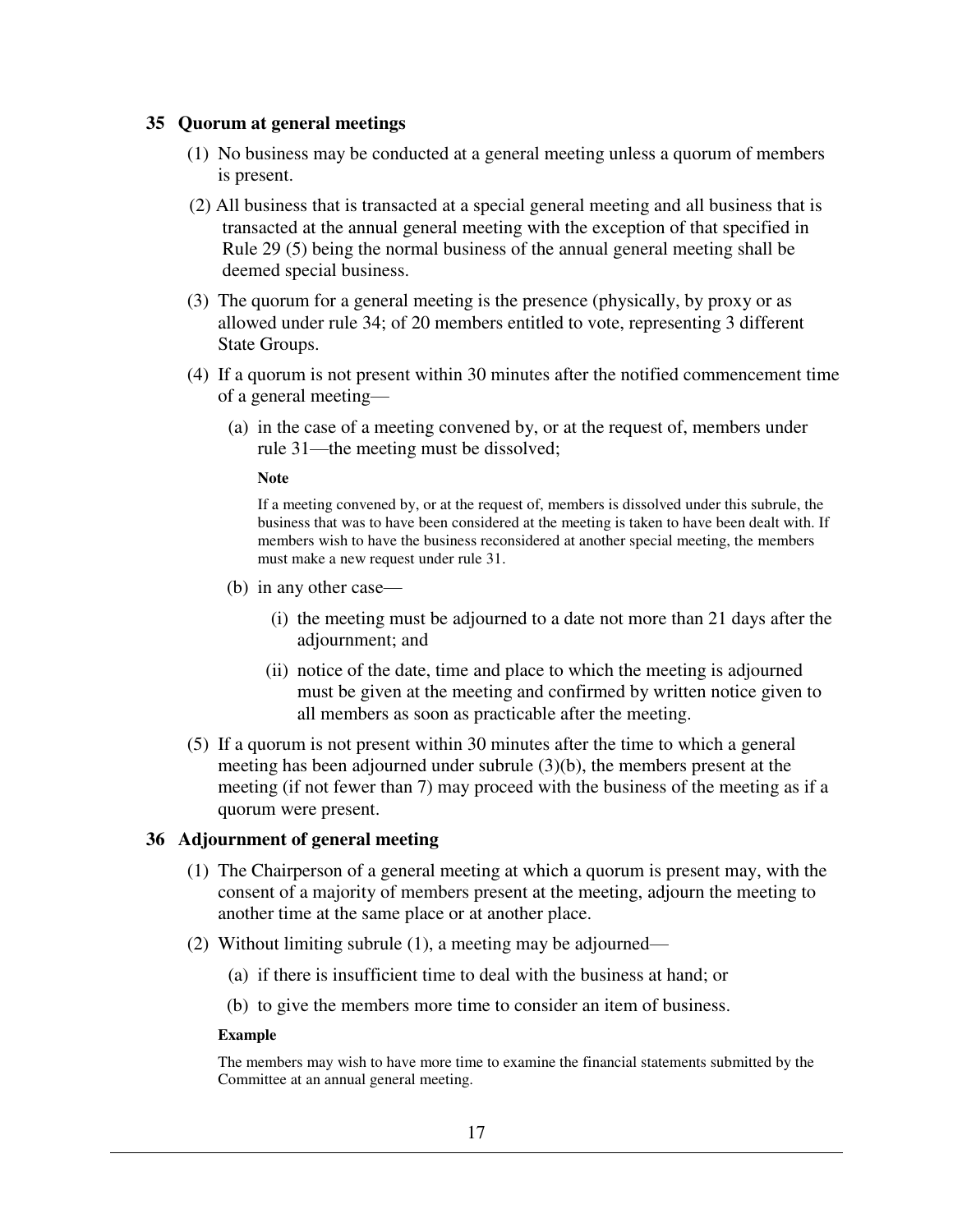### 35 Quorum at general meetings

(1) No business may be conducted at a general meeting unless a quorum of members is present.

(2) All business that is transacted at a special general meeting and all business that is transacted at the annual general meeting with the exception of that specified in Rule 29 (5) being the normal business of the annual general meeting shall be deemed special business.

(3) The quorum for a general meeting is the presence (physically, by proxy or as allowed under rule 34; of 20 members entitled to vote, representing 3 different State Groups.

(4) If a quorum is not present within 30 minutes after the notified commencement time of a general meeting—

  (a) in the case of a meeting convened by, or at the request of, members under rule 31—the meeting must be dissolved;

  **Note**

  If a meeting convened by, or at the request of, members is dissolved under this subrule, the business that was to have been considered at the meeting is taken to have been dealt with. If members wish to have the business reconsidered at another special meeting, the members must make a new request under rule 31.

  (b) in any other case—

    (i) the meeting must be adjourned to a date not more than 21 days after the adjournment; and

    (ii) notice of the date, time and place to which the meeting is adjourned must be given at the meeting and confirmed by written notice given to all members as soon as practicable after the meeting.

(5) If a quorum is not present within 30 minutes after the time to which a general meeting has been adjourned under subrule (3)(b), the members present at the meeting (if not fewer than 7) may proceed with the business of the meeting as if a quorum were present.

### 36 Adjournment of general meeting

(1) The Chairperson of a general meeting at which a quorum is present may, with the consent of a majority of members present at the meeting, adjourn the meeting to another time at the same place or at another place.

(2) Without limiting subrule (1), a meeting may be adjourned—

  (a) if there is insufficient time to deal with the business at hand; or

  (b) to give the members more time to consider an item of business.

**Example**

The members may wish to have more time to examine the financial statements submitted by the Committee at an annual general meeting.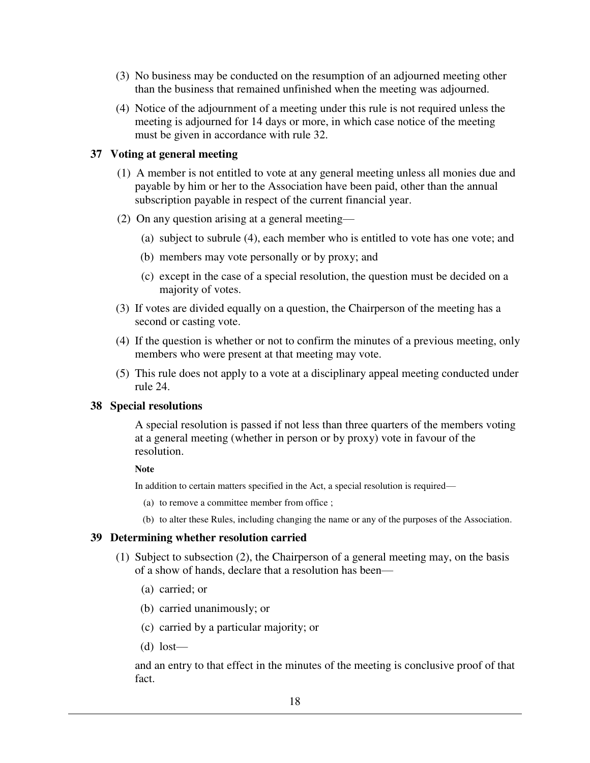(3) No business may be conducted on the resumption of an adjourned meeting other than the business that remained unfinished when the meeting was adjourned.

(4) Notice of the adjournment of a meeting under this rule is not required unless the meeting is adjourned for 14 days or more, in which case notice of the meeting must be given in accordance with rule 32.

### 37 Voting at general meeting

(1) A member is not entitled to vote at any general meeting unless all monies due and payable by him or her to the Association have been paid, other than the annual subscription payable in respect of the current financial year.

(2) On any question arising at a general meeting—

(a) subject to subrule (4), each member who is entitled to vote has one vote; and

(b) members may vote personally or by proxy; and

(c) except in the case of a special resolution, the question must be decided on a majority of votes.

(3) If votes are divided equally on a question, the Chairperson of the meeting has a second or casting vote.

(4) If the question is whether or not to confirm the minutes of a previous meeting, only members who were present at that meeting may vote.

(5) This rule does not apply to a vote at a disciplinary appeal meeting conducted under rule 24.

### 38 Special resolutions

A special resolution is passed if not less than three quarters of the members voting at a general meeting (whether in person or by proxy) vote in favour of the resolution.

**Note**

In addition to certain matters specified in the Act, a special resolution is required—

(a) to remove a committee member from office ;

(b) to alter these Rules, including changing the name or any of the purposes of the Association.

### 39 Determining whether resolution carried

(1) Subject to subsection (2), the Chairperson of a general meeting may, on the basis of a show of hands, declare that a resolution has been—

(a) carried; or

(b) carried unanimously; or

(c) carried by a particular majority; or

(d) lost—

and an entry to that effect in the minutes of the meeting is conclusive proof of that fact.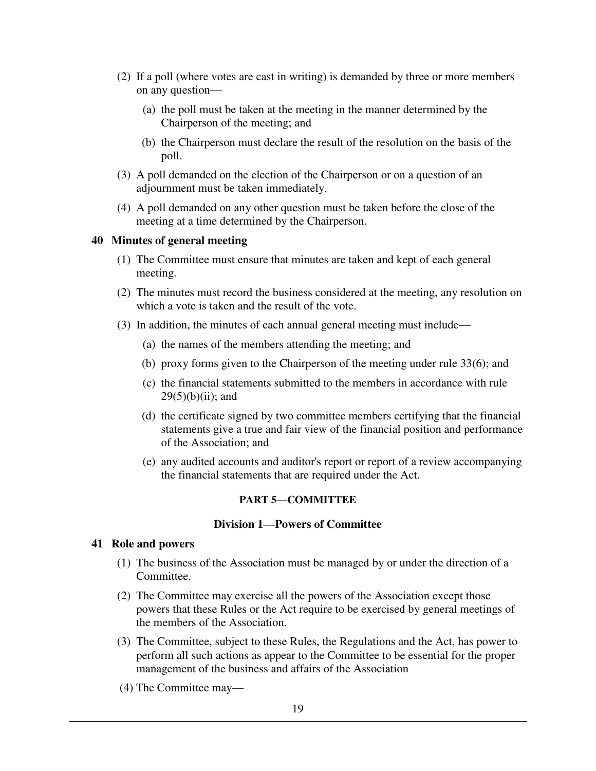(2) If a poll (where votes are cast in writing) is demanded by three or more members on any question—

(a) the poll must be taken at the meeting in the manner determined by the Chairperson of the meeting; and

(b) the Chairperson must declare the result of the resolution on the basis of the poll.

(3) A poll demanded on the election of the Chairperson or on a question of an adjournment must be taken immediately.

(4) A poll demanded on any other question must be taken before the close of the meeting at a time determined by the Chairperson.

### 40 Minutes of general meeting

(1) The Committee must ensure that minutes are taken and kept of each general meeting.

(2) The minutes must record the business considered at the meeting, any resolution on which a vote is taken and the result of the vote.

(3) In addition, the minutes of each annual general meeting must include—

(a) the names of the members attending the meeting; and

(b) proxy forms given to the Chairperson of the meeting under rule 33(6); and

(c) the financial statements submitted to the members in accordance with rule 29(5)(b)(ii); and

(d) the certificate signed by two committee members certifying that the financial statements give a true and fair view of the financial position and performance of the Association; and

(e) any audited accounts and auditor's report or report of a review accompanying the financial statements that are required under the Act.

## PART 5—COMMITTEE

### Division 1—Powers of Committee

### 41 Role and powers

(1) The business of the Association must be managed by or under the direction of a Committee.

(2) The Committee may exercise all the powers of the Association except those powers that these Rules or the Act require to be exercised by general meetings of the members of the Association.

(3) The Committee, subject to these Rules, the Regulations and the Act, has power to perform all such actions as appear to the Committee to be essential for the proper management of the business and affairs of the Association

(4) The Committee may—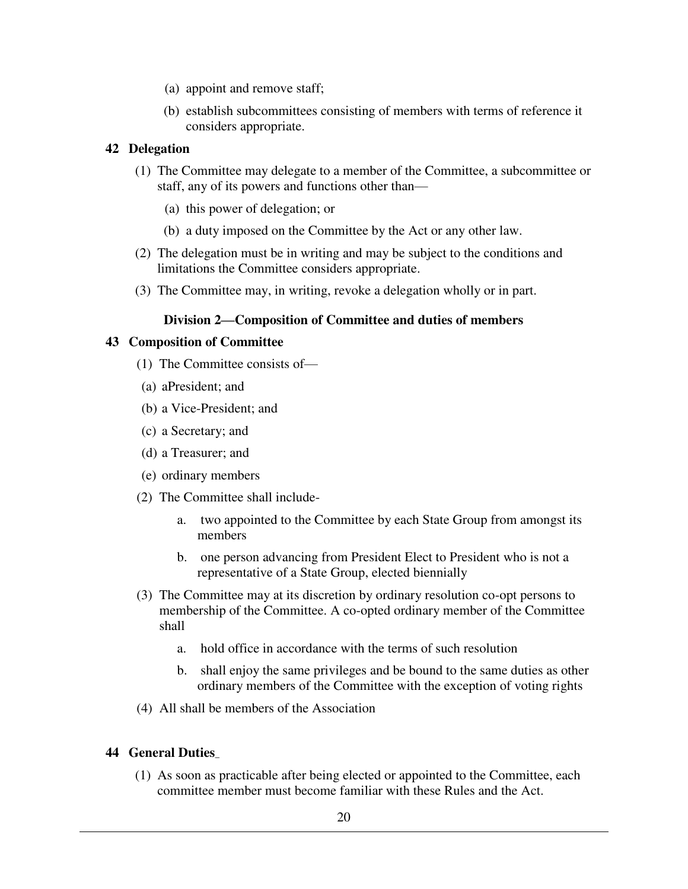(a) appoint and remove staff;

(b) establish subcommittees consisting of members with terms of reference it considers appropriate.

### 42 Delegation

(1) The Committee may delegate to a member of the Committee, a subcommittee or staff, any of its powers and functions other than—

(a) this power of delegation; or

(b) a duty imposed on the Committee by the Act or any other law.

(2) The delegation must be in writing and may be subject to the conditions and limitations the Committee considers appropriate.

(3) The Committee may, in writing, revoke a delegation wholly or in part.

## Division 2—Composition of Committee and duties of members

### 43 Composition of Committee

(1) The Committee consists of—

(a) aPresident; and

(b) a Vice-President; and

(c) a Secretary; and

(d) a Treasurer; and

(e) ordinary members

(2) The Committee shall include-

a. two appointed to the Committee by each State Group from amongst its members

b. one person advancing from President Elect to President who is not a representative of a State Group, elected biennially

(3) The Committee may at its discretion by ordinary resolution co-opt persons to membership of the Committee. A co-opted ordinary member of the Committee shall

a. hold office in accordance with the terms of such resolution

b. shall enjoy the same privileges and be bound to the same duties as other ordinary members of the Committee with the exception of voting rights

(4) All shall be members of the Association

### 44 General Duties_

(1) As soon as practicable after being elected or appointed to the Committee, each committee member must become familiar with these Rules and the Act.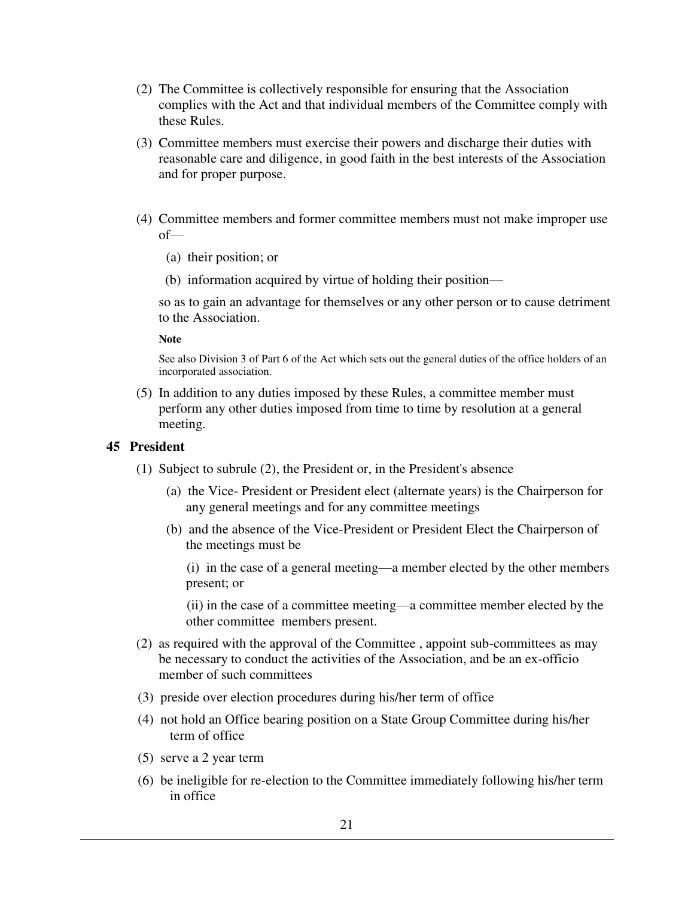(2) The Committee is collectively responsible for ensuring that the Association complies with the Act and that individual members of the Committee comply with these Rules.

(3) Committee members must exercise their powers and discharge their duties with reasonable care and diligence, in good faith in the best interests of the Association and for proper purpose.

(4) Committee members and former committee members must not make improper use of—

  (a) their position; or

  (b) information acquired by virtue of holding their position—

so as to gain an advantage for themselves or any other person or to cause detriment to the Association.

**Note**

See also Division 3 of Part 6 of the Act which sets out the general duties of the office holders of an incorporated association.

(5) In addition to any duties imposed by these Rules, a committee member must perform any other duties imposed from time to time by resolution at a general meeting.

## 45 President

(1) Subject to subrule (2), the President or, in the President's absence

  (a) the Vice- President or President elect (alternate years) is the Chairperson for any general meetings and for any committee meetings

  (b) and the absence of the Vice-President or President Elect the Chairperson of the meetings must be

    (i) in the case of a general meeting—a member elected by the other members present; or

    (ii) in the case of a committee meeting—a committee member elected by the other committee members present.

(2) as required with the approval of the Committee , appoint sub-committees as may be necessary to conduct the activities of the Association, and be an ex-officio member of such committees

(3) preside over election procedures during his/her term of office

(4) not hold an Office bearing position on a State Group Committee during his/her term of office

(5) serve a 2 year term

(6) be ineligible for re-election to the Committee immediately following his/her term in office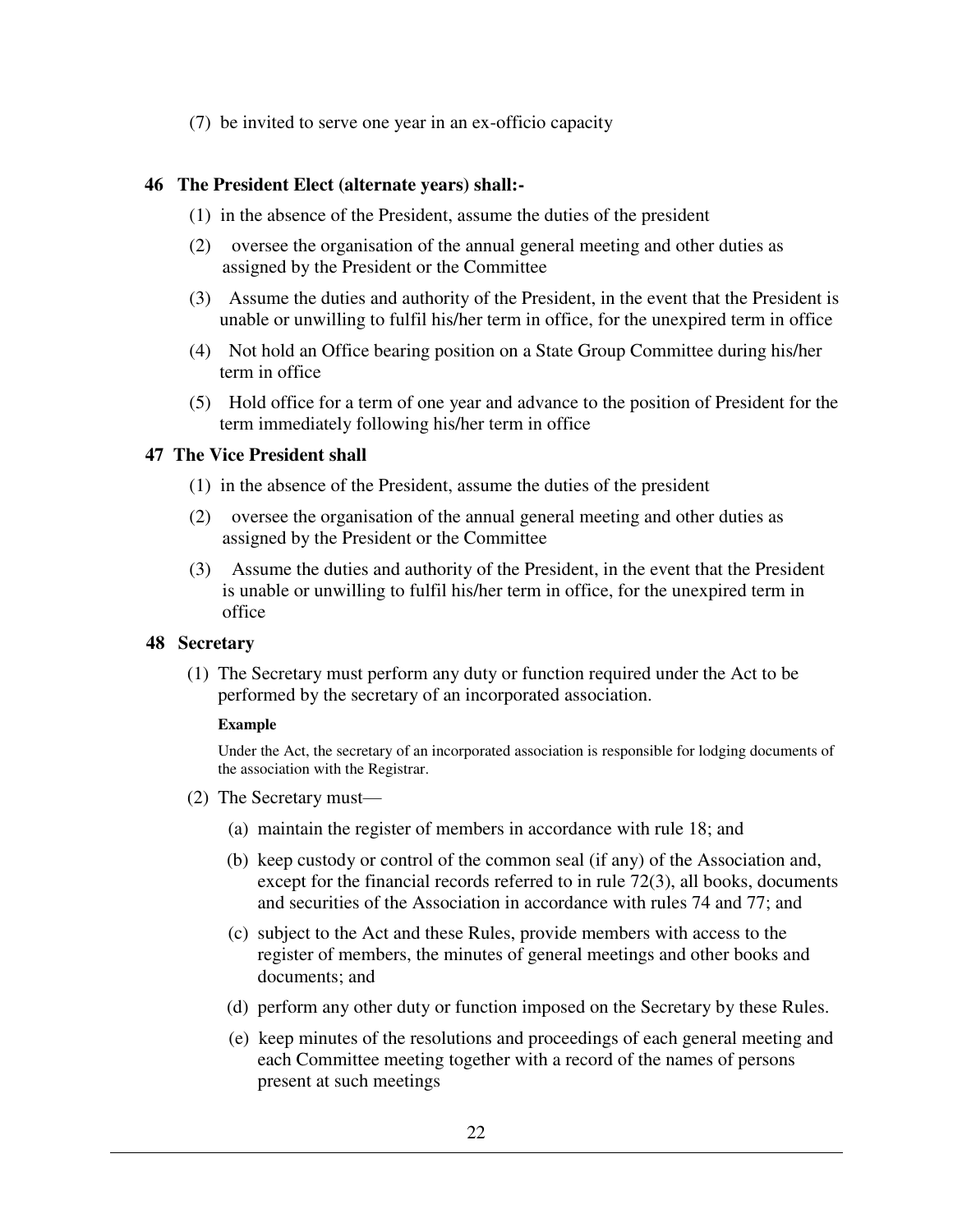(7) be invited to serve one year in an ex-officio capacity

**46 The President Elect (alternate years) shall:-**

(1) in the absence of the President, assume the duties of the president

(2) oversee the organisation of the annual general meeting and other duties as assigned by the President or the Committee

(3) Assume the duties and authority of the President, in the event that the President is unable or unwilling to fulfil his/her term in office, for the unexpired term in office

(4) Not hold an Office bearing position on a State Group Committee during his/her term in office

(5) Hold office for a term of one year and advance to the position of President for the term immediately following his/her term in office

**47 The Vice President shall**

(1) in the absence of the President, assume the duties of the president

(2) oversee the organisation of the annual general meeting and other duties as assigned by the President or the Committee

(3) Assume the duties and authority of the President, in the event that the President is unable or unwilling to fulfil his/her term in office, for the unexpired term in office

**48 Secretary**

(1) The Secretary must perform any duty or function required under the Act to be performed by the secretary of an incorporated association.

**Example**

Under the Act, the secretary of an incorporated association is responsible for lodging documents of the association with the Registrar.

(2) The Secretary must—

(a) maintain the register of members in accordance with rule 18; and

(b) keep custody or control of the common seal (if any) of the Association and, except for the financial records referred to in rule 72(3), all books, documents and securities of the Association in accordance with rules 74 and 77; and

(c) subject to the Act and these Rules, provide members with access to the register of members, the minutes of general meetings and other books and documents; and

(d) perform any other duty or function imposed on the Secretary by these Rules.

(e) keep minutes of the resolutions and proceedings of each general meeting and each Committee meeting together with a record of the names of persons present at such meetings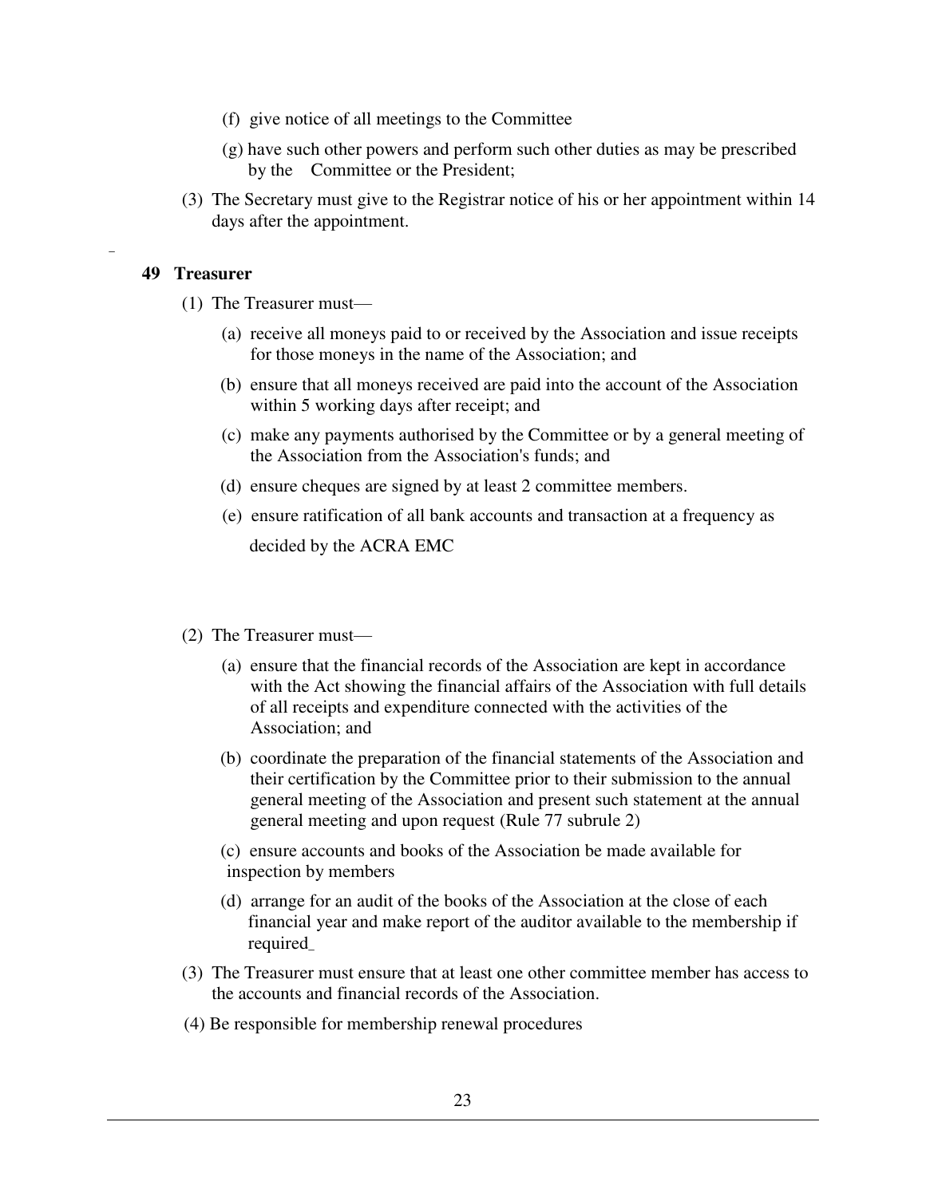- (f) give notice of all meetings to the Committee
- (g) have such other powers and perform such other duties as may be prescribed by the Committee or the President;

(3) The Secretary must give to the Registrar notice of his or her appointment within 14 days after the appointment.

### 49 Treasurer

(1) The Treasurer must—

- (a) receive all moneys paid to or received by the Association and issue receipts for those moneys in the name of the Association; and
- (b) ensure that all moneys received are paid into the account of the Association within 5 working days after receipt; and
- (c) make any payments authorised by the Committee or by a general meeting of the Association from the Association's funds; and
- (d) ensure cheques are signed by at least 2 committee members.
- (e) ensure ratification of all bank accounts and transaction at a frequency as decided by the ACRA EMC

(2) The Treasurer must—

- (a) ensure that the financial records of the Association are kept in accordance with the Act showing the financial affairs of the Association with full details of all receipts and expenditure connected with the activities of the Association; and
- (b) coordinate the preparation of the financial statements of the Association and their certification by the Committee prior to their submission to the annual general meeting of the Association and present such statement at the annual general meeting and upon request (Rule 77 subrule 2)
- (c) ensure accounts and books of the Association be made available for inspection by members
- (d) arrange for an audit of the books of the Association at the close of each financial year and make report of the auditor available to the membership if required_

(3) The Treasurer must ensure that at least one other committee member has access to the accounts and financial records of the Association.

(4) Be responsible for membership renewal procedures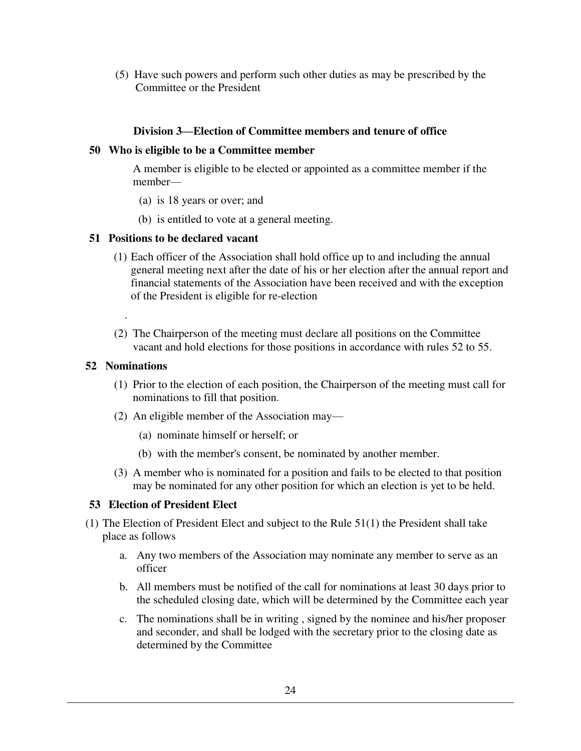(5) Have such powers and perform such other duties as may be prescribed by the Committee or the President

### Division 3—Election of Committee members and tenure of office

#### 50 Who is eligible to be a Committee member

A member is eligible to be elected or appointed as a committee member if the member—

(a) is 18 years or over; and

(b) is entitled to vote at a general meeting.

#### 51 Positions to be declared vacant

(1) Each officer of the Association shall hold office up to and including the annual general meeting next after the date of his or her election after the annual report and financial statements of the Association have been received and with the exception of the President is eligible for re-election

.

(2) The Chairperson of the meeting must declare all positions on the Committee vacant and hold elections for those positions in accordance with rules 52 to 55.

#### 52 Nominations

(1) Prior to the election of each position, the Chairperson of the meeting must call for nominations to fill that position.

(2) An eligible member of the Association may—

(a) nominate himself or herself; or

(b) with the member's consent, be nominated by another member.

(3) A member who is nominated for a position and fails to be elected to that position may be nominated for any other position for which an election is yet to be held.

#### 53 Election of President Elect

(1) The Election of President Elect and subject to the Rule 51(1) the President shall take place as follows

a. Any two members of the Association may nominate any member to serve as an officer

b. All members must be notified of the call for nominations at least 30 days prior to the scheduled closing date, which will be determined by the Committee each year

c. The nominations shall be in writing , signed by the nominee and his/her proposer and seconder, and shall be lodged with the secretary prior to the closing date as determined by the Committee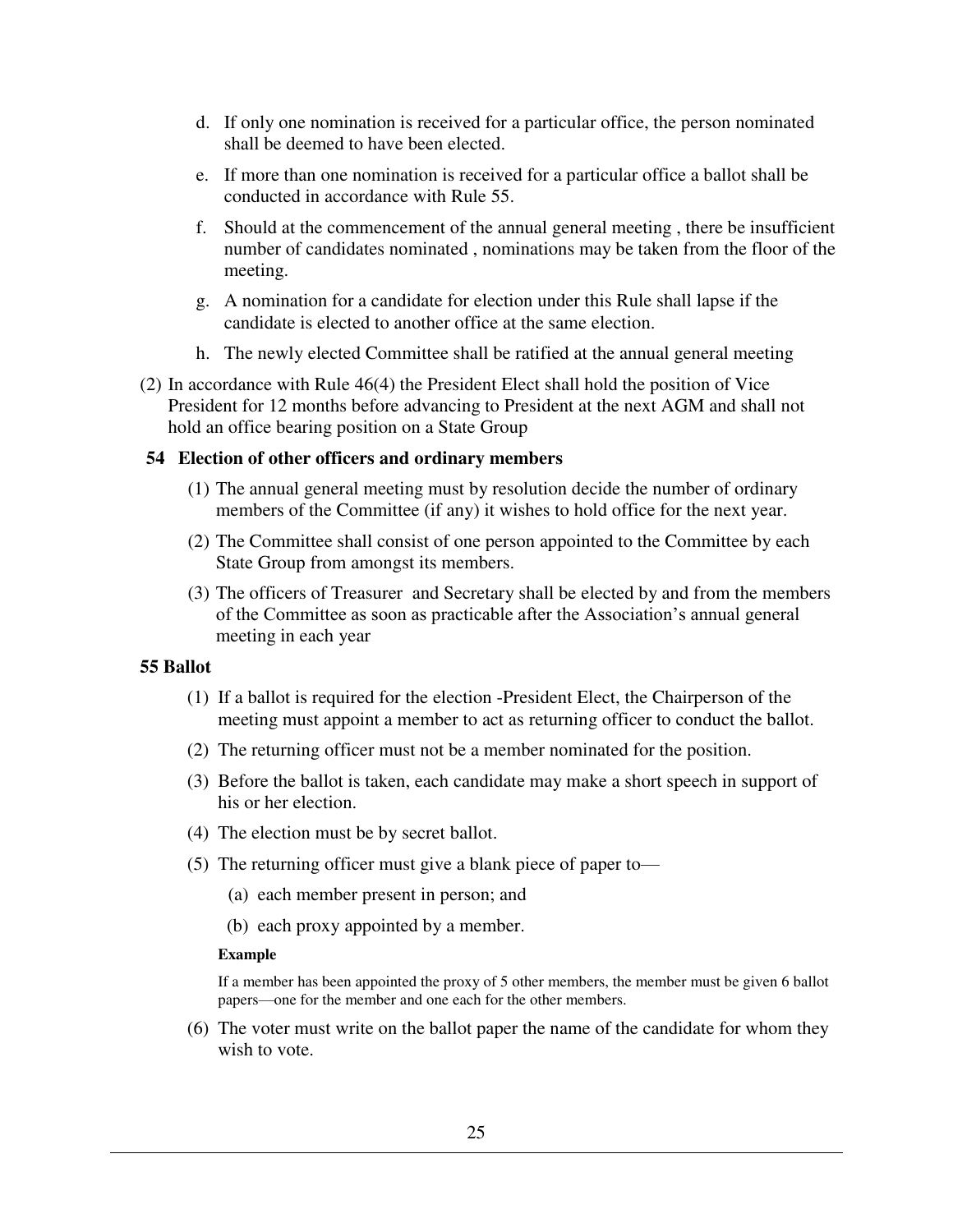d. If only one nomination is received for a particular office, the person nominated shall be deemed to have been elected.

e. If more than one nomination is received for a particular office a ballot shall be conducted in accordance with Rule 55.

f. Should at the commencement of the annual general meeting , there be insufficient number of candidates nominated , nominations may be taken from the floor of the meeting.

g. A nomination for a candidate for election under this Rule shall lapse if the candidate is elected to another office at the same election.

h. The newly elected Committee shall be ratified at the annual general meeting

(2) In accordance with Rule 46(4) the President Elect shall hold the position of Vice President for 12 months before advancing to President at the next AGM and shall not hold an office bearing position on a State Group

### 54 Election of other officers and ordinary members

(1) The annual general meeting must by resolution decide the number of ordinary members of the Committee (if any) it wishes to hold office for the next year.

(2) The Committee shall consist of one person appointed to the Committee by each State Group from amongst its members.

(3) The officers of Treasurer and Secretary shall be elected by and from the members of the Committee as soon as practicable after the Association's annual general meeting in each year

### 55 Ballot

(1) If a ballot is required for the election -President Elect, the Chairperson of the meeting must appoint a member to act as returning officer to conduct the ballot.

(2) The returning officer must not be a member nominated for the position.

(3) Before the ballot is taken, each candidate may make a short speech in support of his or her election.

(4) The election must be by secret ballot.

(5) The returning officer must give a blank piece of paper to—

(a) each member present in person; and

(b) each proxy appointed by a member.

**Example**

If a member has been appointed the proxy of 5 other members, the member must be given 6 ballot papers—one for the member and one each for the other members.

(6) The voter must write on the ballot paper the name of the candidate for whom they wish to vote.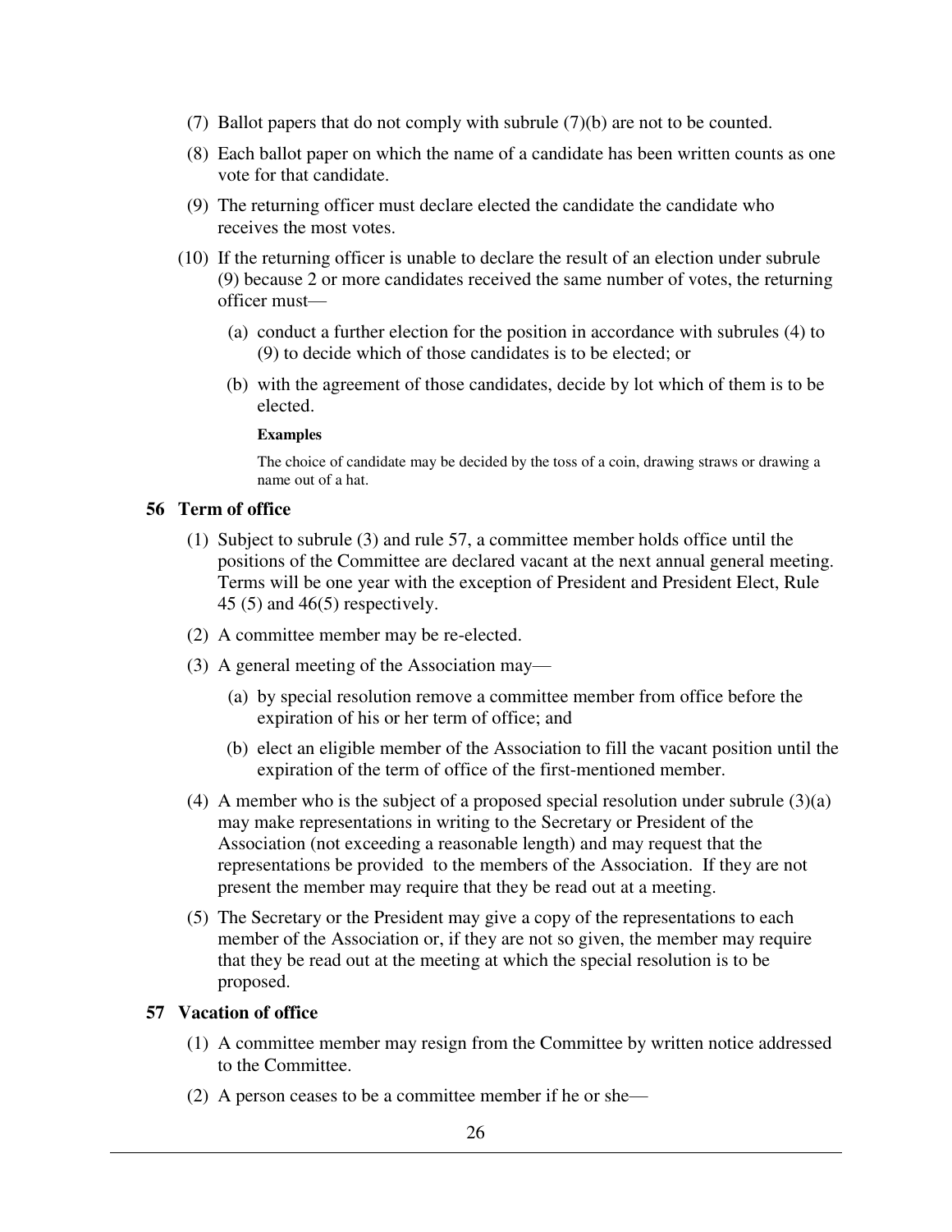(7) Ballot papers that do not comply with subrule (7)(b) are not to be counted.

(8) Each ballot paper on which the name of a candidate has been written counts as one vote for that candidate.

(9) The returning officer must declare elected the candidate the candidate who receives the most votes.

(10) If the returning officer is unable to declare the result of an election under subrule (9) because 2 or more candidates received the same number of votes, the returning officer must—

(a) conduct a further election for the position in accordance with subrules (4) to (9) to decide which of those candidates is to be elected; or

(b) with the agreement of those candidates, decide by lot which of them is to be elected.

**Examples**

The choice of candidate may be decided by the toss of a coin, drawing straws or drawing a name out of a hat.

## 56 Term of office

(1) Subject to subrule (3) and rule 57, a committee member holds office until the positions of the Committee are declared vacant at the next annual general meeting. Terms will be one year with the exception of President and President Elect, Rule 45 (5) and 46(5) respectively.

(2) A committee member may be re-elected.

(3) A general meeting of the Association may—

(a) by special resolution remove a committee member from office before the expiration of his or her term of office; and

(b) elect an eligible member of the Association to fill the vacant position until the expiration of the term of office of the first-mentioned member.

(4) A member who is the subject of a proposed special resolution under subrule (3)(a) may make representations in writing to the Secretary or President of the Association (not exceeding a reasonable length) and may request that the representations be provided to the members of the Association. If they are not present the member may require that they be read out at a meeting.

(5) The Secretary or the President may give a copy of the representations to each member of the Association or, if they are not so given, the member may require that they be read out at the meeting at which the special resolution is to be proposed.

## 57 Vacation of office

(1) A committee member may resign from the Committee by written notice addressed to the Committee.

(2) A person ceases to be a committee member if he or she—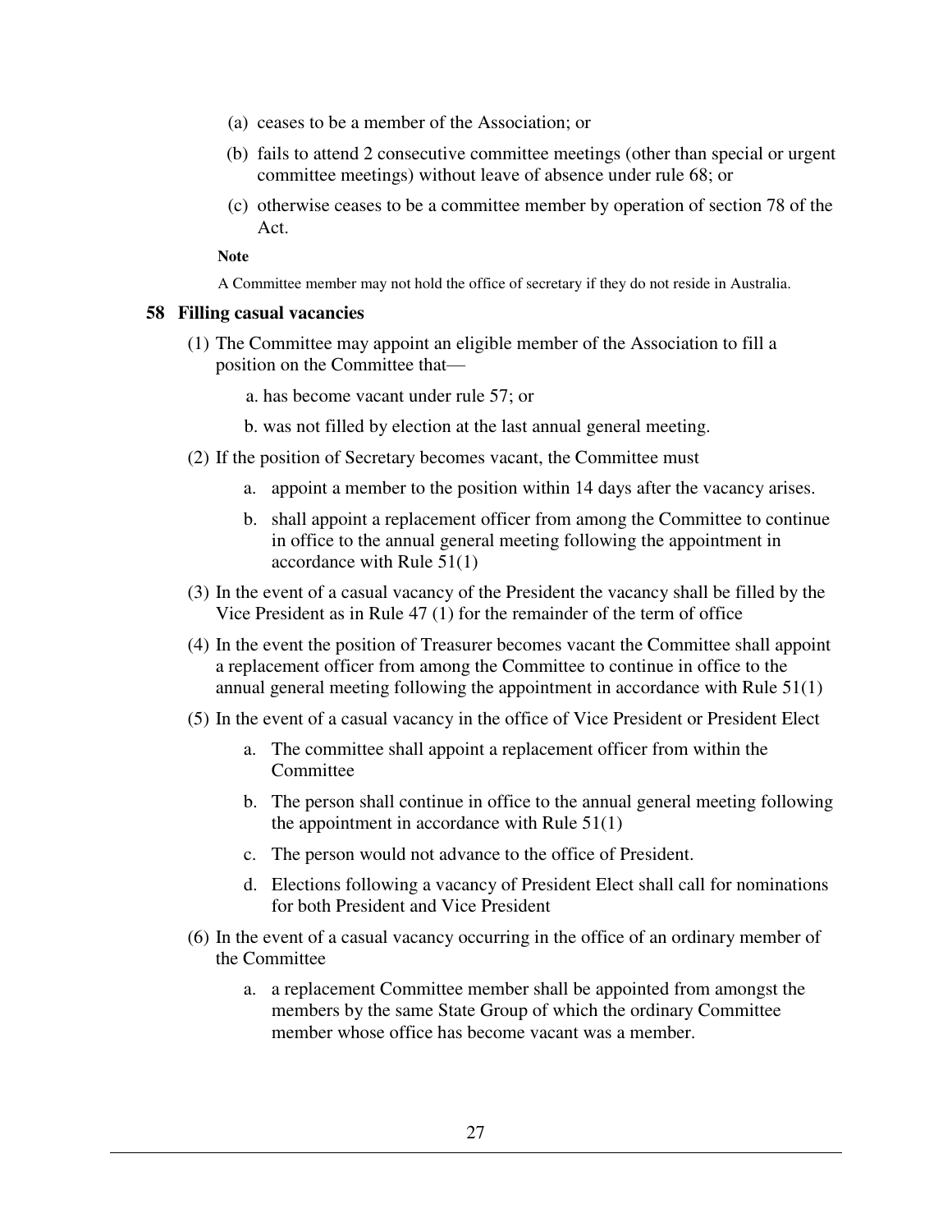(a) ceases to be a member of the Association; or

(b) fails to attend 2 consecutive committee meetings (other than special or urgent committee meetings) without leave of absence under rule 68; or

(c) otherwise ceases to be a committee member by operation of section 78 of the Act.

**Note**

A Committee member may not hold the office of secretary if they do not reside in Australia.

### 58 Filling casual vacancies

(1) The Committee may appoint an eligible member of the Association to fill a position on the Committee that—

a. has become vacant under rule 57; or

b. was not filled by election at the last annual general meeting.

(2) If the position of Secretary becomes vacant, the Committee must

a. appoint a member to the position within 14 days after the vacancy arises.

b. shall appoint a replacement officer from among the Committee to continue in office to the annual general meeting following the appointment in accordance with Rule 51(1)

(3) In the event of a casual vacancy of the President the vacancy shall be filled by the Vice President as in Rule 47 (1) for the remainder of the term of office

(4) In the event the position of Treasurer becomes vacant the Committee shall appoint a replacement officer from among the Committee to continue in office to the annual general meeting following the appointment in accordance with Rule 51(1)

(5) In the event of a casual vacancy in the office of Vice President or President Elect

a. The committee shall appoint a replacement officer from within the Committee

b. The person shall continue in office to the annual general meeting following the appointment in accordance with Rule 51(1)

c. The person would not advance to the office of President.

d. Elections following a vacancy of President Elect shall call for nominations for both President and Vice President

(6) In the event of a casual vacancy occurring in the office of an ordinary member of the Committee

a. a replacement Committee member shall be appointed from amongst the members by the same State Group of which the ordinary Committee member whose office has become vacant was a member.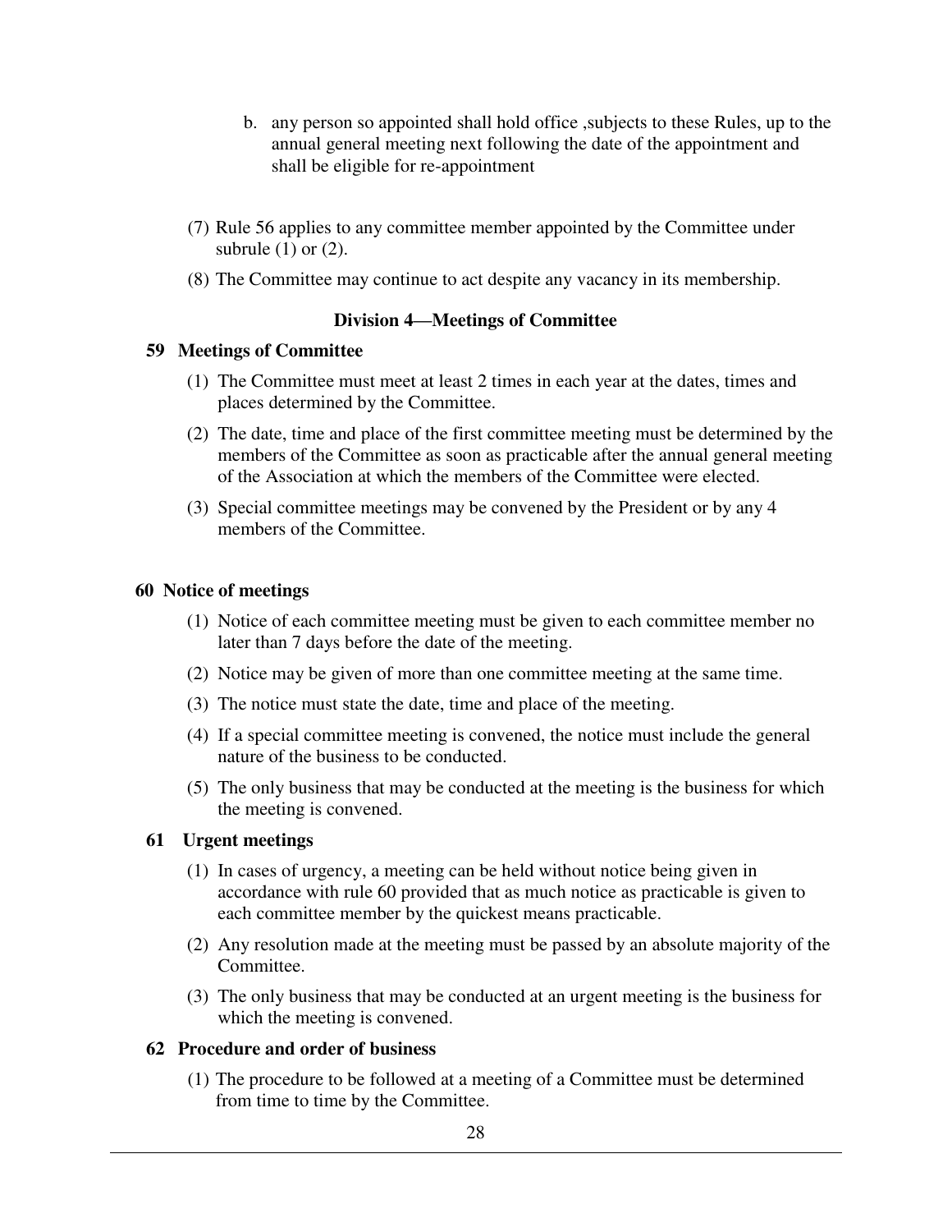b. any person so appointed shall hold office ,subjects to these Rules, up to the annual general meeting next following the date of the appointment and shall be eligible for re-appointment

(7) Rule 56 applies to any committee member appointed by the Committee under subrule (1) or (2).

(8) The Committee may continue to act despite any vacancy in its membership.

### Division 4—Meetings of Committee

**59 Meetings of Committee**

(1) The Committee must meet at least 2 times in each year at the dates, times and places determined by the Committee.

(2) The date, time and place of the first committee meeting must be determined by the members of the Committee as soon as practicable after the annual general meeting of the Association at which the members of the Committee were elected.

(3) Special committee meetings may be convened by the President or by any 4 members of the Committee.

**60 Notice of meetings**

(1) Notice of each committee meeting must be given to each committee member no later than 7 days before the date of the meeting.

(2) Notice may be given of more than one committee meeting at the same time.

(3) The notice must state the date, time and place of the meeting.

(4) If a special committee meeting is convened, the notice must include the general nature of the business to be conducted.

(5) The only business that may be conducted at the meeting is the business for which the meeting is convened.

**61 Urgent meetings**

(1) In cases of urgency, a meeting can be held without notice being given in accordance with rule 60 provided that as much notice as practicable is given to each committee member by the quickest means practicable.

(2) Any resolution made at the meeting must be passed by an absolute majority of the Committee.

(3) The only business that may be conducted at an urgent meeting is the business for which the meeting is convened.

**62 Procedure and order of business**

(1) The procedure to be followed at a meeting of a Committee must be determined from time to time by the Committee.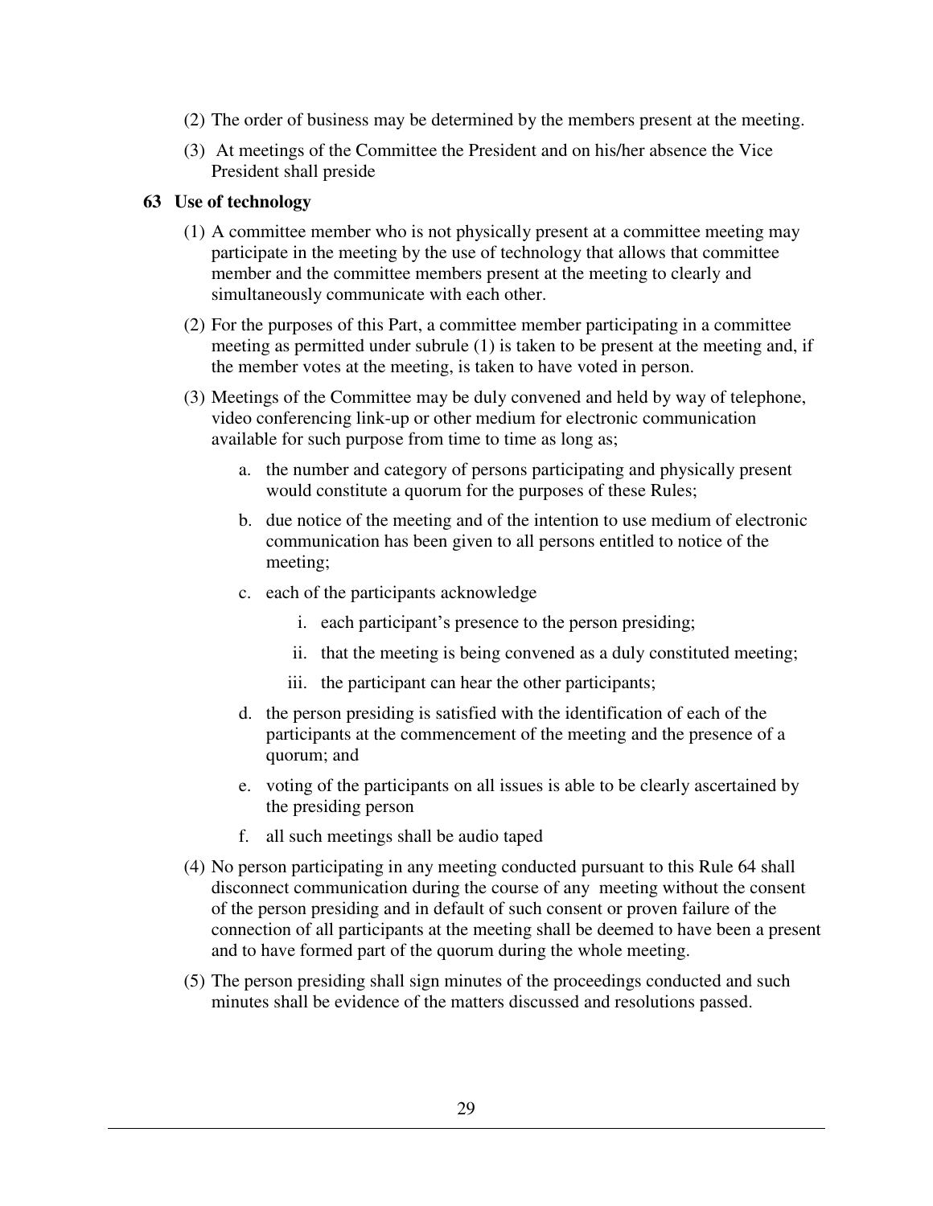(2) The order of business may be determined by the members present at the meeting.

(3) At meetings of the Committee the President and on his/her absence the Vice President shall preside

**63 Use of technology**

(1) A committee member who is not physically present at a committee meeting may participate in the meeting by the use of technology that allows that committee member and the committee members present at the meeting to clearly and simultaneously communicate with each other.

(2) For the purposes of this Part, a committee member participating in a committee meeting as permitted under subrule (1) is taken to be present at the meeting and, if the member votes at the meeting, is taken to have voted in person.

(3) Meetings of the Committee may be duly convened and held by way of telephone, video conferencing link-up or other medium for electronic communication available for such purpose from time to time as long as;

   a. the number and category of persons participating and physically present would constitute a quorum for the purposes of these Rules;

   b. due notice of the meeting and of the intention to use medium of electronic communication has been given to all persons entitled to notice of the meeting;

   c. each of the participants acknowledge

      i. each participant's presence to the person presiding;

      ii. that the meeting is being convened as a duly constituted meeting;

      iii. the participant can hear the other participants;

   d. the person presiding is satisfied with the identification of each of the participants at the commencement of the meeting and the presence of a quorum; and

   e. voting of the participants on all issues is able to be clearly ascertained by the presiding person

   f. all such meetings shall be audio taped

(4) No person participating in any meeting conducted pursuant to this Rule 64 shall disconnect communication during the course of any meeting without the consent of the person presiding and in default of such consent or proven failure of the connection of all participants at the meeting shall be deemed to have been a present and to have formed part of the quorum during the whole meeting.

(5) The person presiding shall sign minutes of the proceedings conducted and such minutes shall be evidence of the matters discussed and resolutions passed.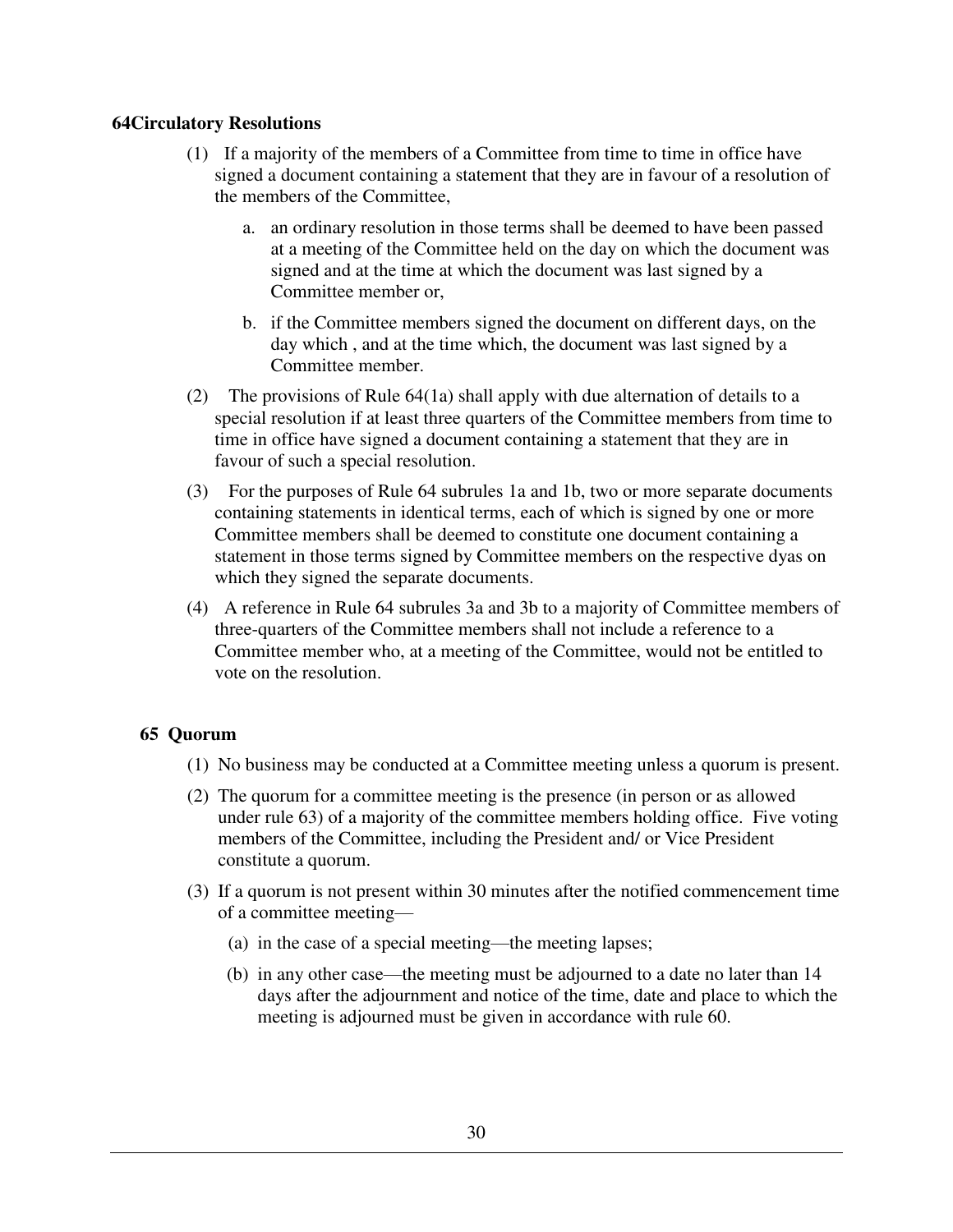### 64Circulatory Resolutions

(1) If a majority of the members of a Committee from time to time in office have signed a document containing a statement that they are in favour of a resolution of the members of the Committee,

a. an ordinary resolution in those terms shall be deemed to have been passed at a meeting of the Committee held on the day on which the document was signed and at the time at which the document was last signed by a Committee member or,

b. if the Committee members signed the document on different days, on the day which , and at the time which, the document was last signed by a Committee member.

(2) The provisions of Rule 64(1a) shall apply with due alternation of details to a special resolution if at least three quarters of the Committee members from time to time in office have signed a document containing a statement that they are in favour of such a special resolution.

(3) For the purposes of Rule 64 subrules 1a and 1b, two or more separate documents containing statements in identical terms, each of which is signed by one or more Committee members shall be deemed to constitute one document containing a statement in those terms signed by Committee members on the respective dyas on which they signed the separate documents.

(4) A reference in Rule 64 subrules 3a and 3b to a majority of Committee members of three-quarters of the Committee members shall not include a reference to a Committee member who, at a meeting of the Committee, would not be entitled to vote on the resolution.

### 65 Quorum

(1) No business may be conducted at a Committee meeting unless a quorum is present.

(2) The quorum for a committee meeting is the presence (in person or as allowed under rule 63) of a majority of the committee members holding office. Five voting members of the Committee, including the President and/ or Vice President constitute a quorum.

(3) If a quorum is not present within 30 minutes after the notified commencement time of a committee meeting—

(a) in the case of a special meeting—the meeting lapses;

(b) in any other case—the meeting must be adjourned to a date no later than 14 days after the adjournment and notice of the time, date and place to which the meeting is adjourned must be given in accordance with rule 60.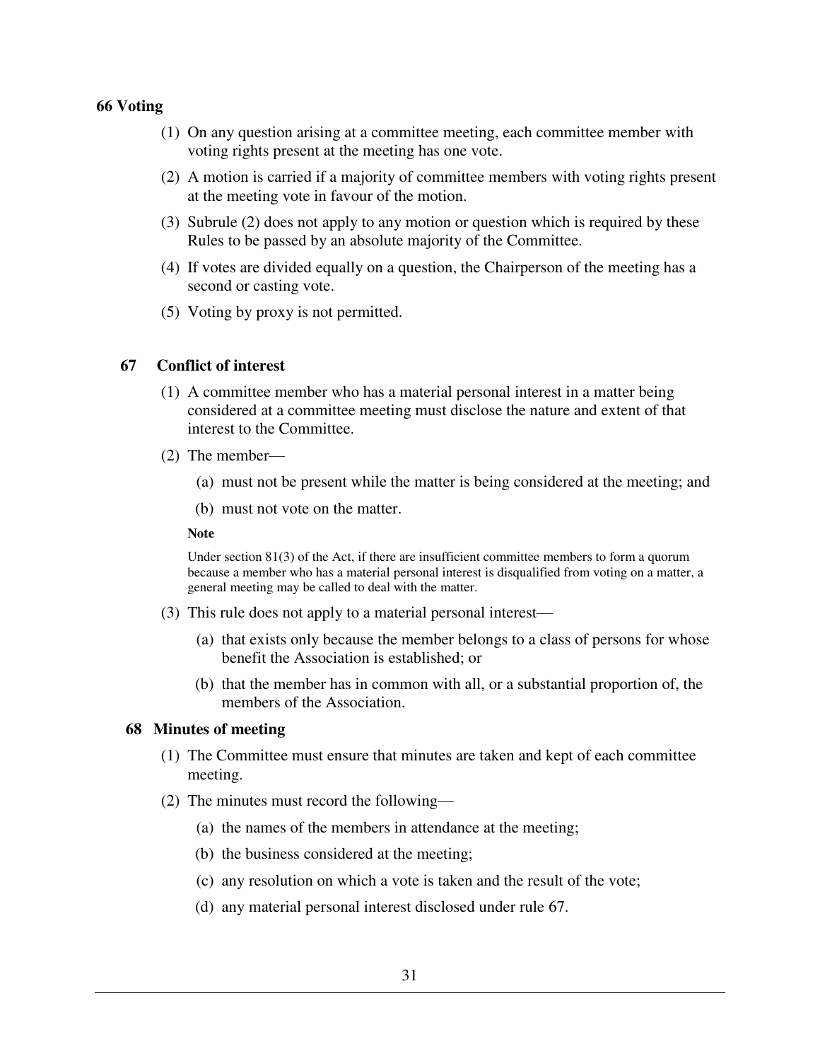### 66 Voting

(1) On any question arising at a committee meeting, each committee member with voting rights present at the meeting has one vote.

(2) A motion is carried if a majority of committee members with voting rights present at the meeting vote in favour of the motion.

(3) Subrule (2) does not apply to any motion or question which is required by these Rules to be passed by an absolute majority of the Committee.

(4) If votes are divided equally on a question, the Chairperson of the meeting has a second or casting vote.

(5) Voting by proxy is not permitted.

### 67 Conflict of interest

(1) A committee member who has a material personal interest in a matter being considered at a committee meeting must disclose the nature and extent of that interest to the Committee.

(2) The member—

(a) must not be present while the matter is being considered at the meeting; and

(b) must not vote on the matter.

**Note**

Under section 81(3) of the Act, if there are insufficient committee members to form a quorum because a member who has a material personal interest is disqualified from voting on a matter, a general meeting may be called to deal with the matter.

(3) This rule does not apply to a material personal interest—

(a) that exists only because the member belongs to a class of persons for whose benefit the Association is established; or

(b) that the member has in common with all, or a substantial proportion of, the members of the Association.

### 68 Minutes of meeting

(1) The Committee must ensure that minutes are taken and kept of each committee meeting.

(2) The minutes must record the following—

(a) the names of the members in attendance at the meeting;

(b) the business considered at the meeting;

(c) any resolution on which a vote is taken and the result of the vote;

(d) any material personal interest disclosed under rule 67.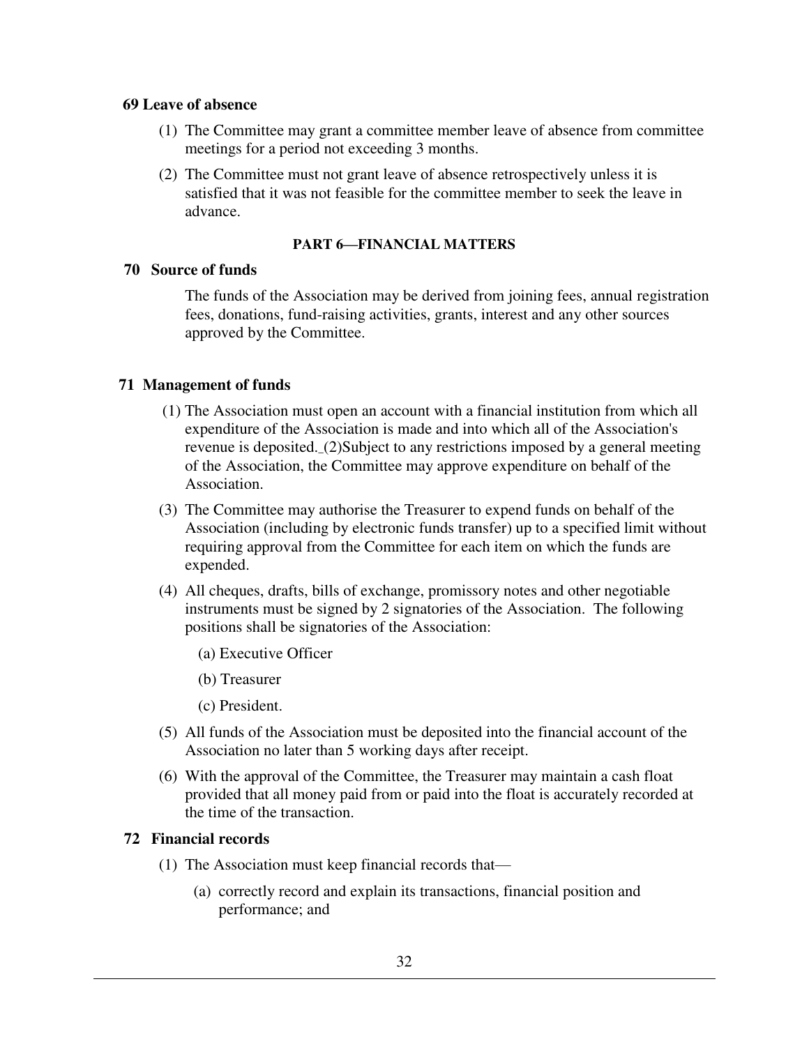**69 Leave of absence**

(1) The Committee may grant a committee member leave of absence from committee meetings for a period not exceeding 3 months.

(2) The Committee must not grant leave of absence retrospectively unless it is satisfied that it was not feasible for the committee member to seek the leave in advance.

**PART 6—FINANCIAL MATTERS**

**70 Source of funds**

The funds of the Association may be derived from joining fees, annual registration fees, donations, fund-raising activities, grants, interest and any other sources approved by the Committee.

**71 Management of funds**

(1) The Association must open an account with a financial institution from which all expenditure of the Association is made and into which all of the Association's revenue is deposited._(2)Subject to any restrictions imposed by a general meeting of the Association, the Committee may approve expenditure on behalf of the Association.

(3) The Committee may authorise the Treasurer to expend funds on behalf of the Association (including by electronic funds transfer) up to a specified limit without requiring approval from the Committee for each item on which the funds are expended.

(4) All cheques, drafts, bills of exchange, promissory notes and other negotiable instruments must be signed by 2 signatories of the Association. The following positions shall be signatories of the Association:

(a) Executive Officer

(b) Treasurer

(c) President.

(5) All funds of the Association must be deposited into the financial account of the Association no later than 5 working days after receipt.

(6) With the approval of the Committee, the Treasurer may maintain a cash float provided that all money paid from or paid into the float is accurately recorded at the time of the transaction.

**72 Financial records**

(1) The Association must keep financial records that—

(a) correctly record and explain its transactions, financial position and performance; and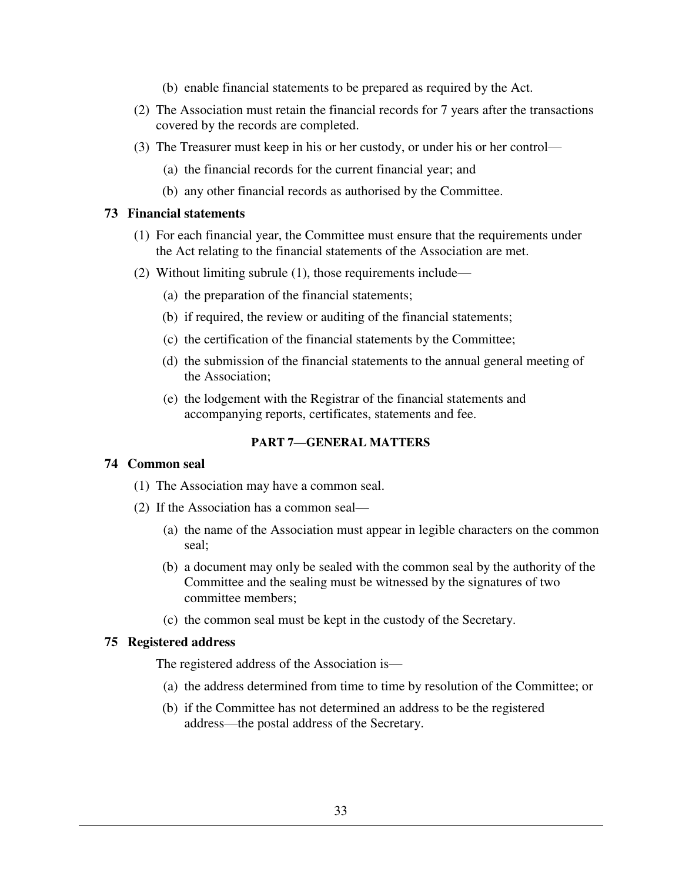(b) enable financial statements to be prepared as required by the Act.

(2) The Association must retain the financial records for 7 years after the transactions covered by the records are completed.

(3) The Treasurer must keep in his or her custody, or under his or her control—

(a) the financial records for the current financial year; and

(b) any other financial records as authorised by the Committee.

### 73 Financial statements

(1) For each financial year, the Committee must ensure that the requirements under the Act relating to the financial statements of the Association are met.

(2) Without limiting subrule (1), those requirements include—

(a) the preparation of the financial statements;

(b) if required, the review or auditing of the financial statements;

(c) the certification of the financial statements by the Committee;

(d) the submission of the financial statements to the annual general meeting of the Association;

(e) the lodgement with the Registrar of the financial statements and accompanying reports, certificates, statements and fee.

## PART 7—GENERAL MATTERS

### 74 Common seal

(1) The Association may have a common seal.

(2) If the Association has a common seal—

(a) the name of the Association must appear in legible characters on the common seal;

(b) a document may only be sealed with the common seal by the authority of the Committee and the sealing must be witnessed by the signatures of two committee members;

(c) the common seal must be kept in the custody of the Secretary.

### 75 Registered address

The registered address of the Association is—

(a) the address determined from time to time by resolution of the Committee; or

(b) if the Committee has not determined an address to be the registered address—the postal address of the Secretary.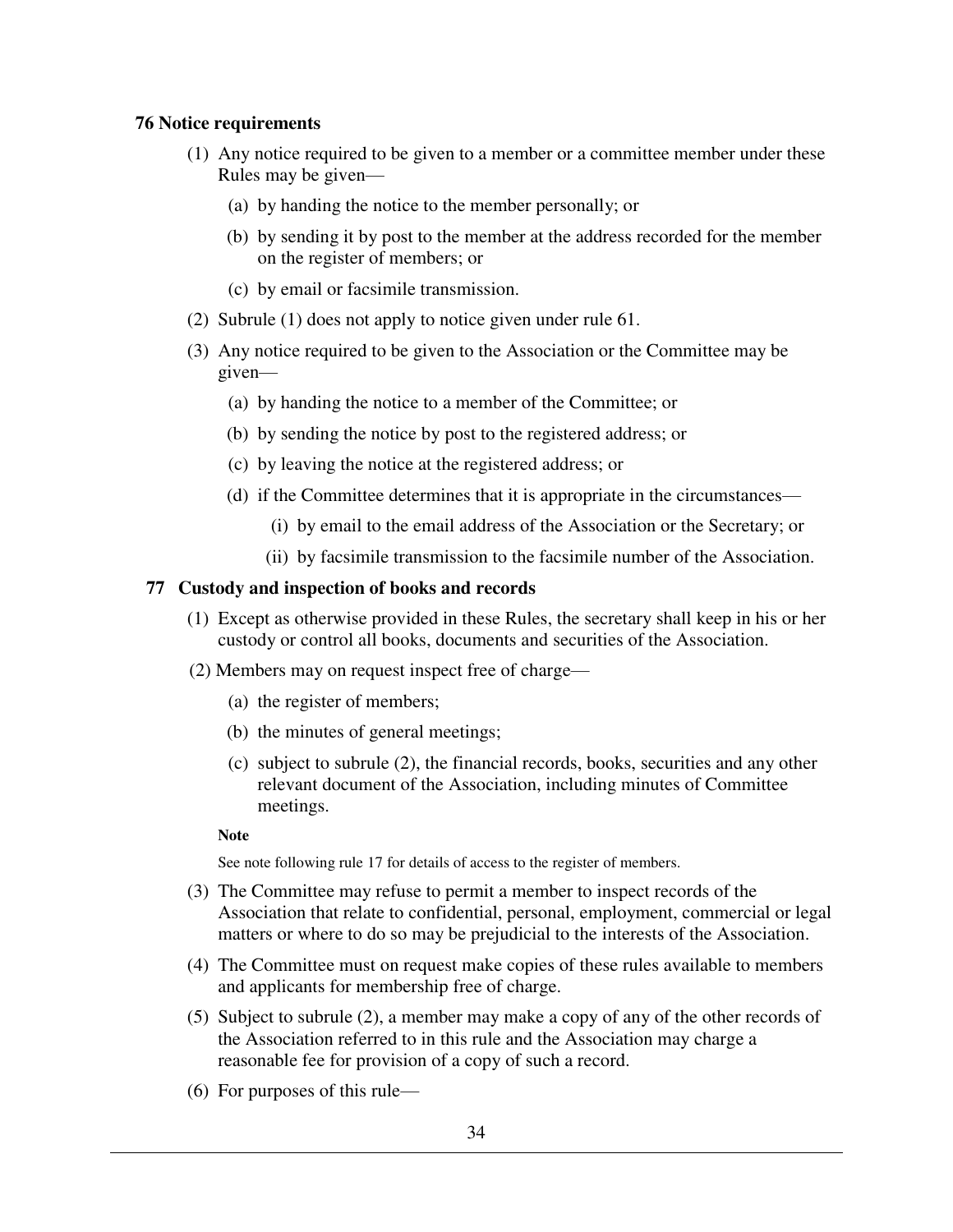### 76 Notice requirements

(1) Any notice required to be given to a member or a committee member under these Rules may be given—

(a) by handing the notice to the member personally; or

(b) by sending it by post to the member at the address recorded for the member on the register of members; or

(c) by email or facsimile transmission.

(2) Subrule (1) does not apply to notice given under rule 61.

(3) Any notice required to be given to the Association or the Committee may be given—

(a) by handing the notice to a member of the Committee; or

(b) by sending the notice by post to the registered address; or

(c) by leaving the notice at the registered address; or

(d) if the Committee determines that it is appropriate in the circumstances—

(i) by email to the email address of the Association or the Secretary; or

(ii) by facsimile transmission to the facsimile number of the Association.

### 77 Custody and inspection of books and records

(1) Except as otherwise provided in these Rules, the secretary shall keep in his or her custody or control all books, documents and securities of the Association.

(2) Members may on request inspect free of charge—

(a) the register of members;

(b) the minutes of general meetings;

(c) subject to subrule (2), the financial records, books, securities and any other relevant document of the Association, including minutes of Committee meetings.

**Note**

See note following rule 17 for details of access to the register of members.

(3) The Committee may refuse to permit a member to inspect records of the Association that relate to confidential, personal, employment, commercial or legal matters or where to do so may be prejudicial to the interests of the Association.

(4) The Committee must on request make copies of these rules available to members and applicants for membership free of charge.

(5) Subject to subrule (2), a member may make a copy of any of the other records of the Association referred to in this rule and the Association may charge a reasonable fee for provision of a copy of such a record.

(6) For purposes of this rule—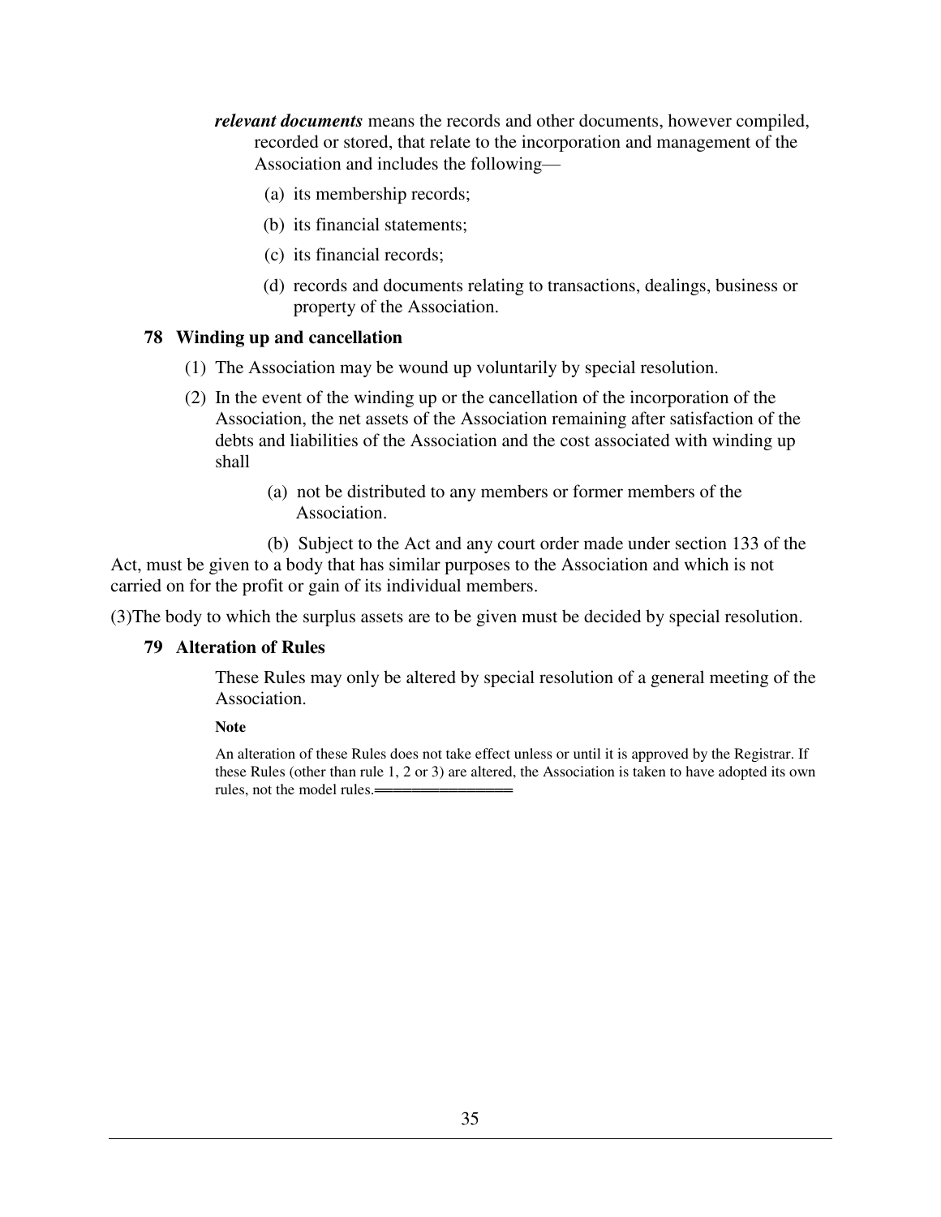***relevant documents*** means the records and other documents, however compiled, recorded or stored, that relate to the incorporation and management of the Association and includes the following—

(a) its membership records;

(b) its financial statements;

(c) its financial records;

(d) records and documents relating to transactions, dealings, business or property of the Association.

### 78 Winding up and cancellation

(1) The Association may be wound up voluntarily by special resolution.

(2) In the event of the winding up or the cancellation of the incorporation of the Association, the net assets of the Association remaining after satisfaction of the debts and liabilities of the Association and the cost associated with winding up shall

(a) not be distributed to any members or former members of the Association.

(b) Subject to the Act and any court order made under section 133 of the Act, must be given to a body that has similar purposes to the Association and which is not carried on for the profit or gain of its individual members.

(3)The body to which the surplus assets are to be given must be decided by special resolution.

### 79 Alteration of Rules

These Rules may only be altered by special resolution of a general meeting of the Association.

**Note**

An alteration of these Rules does not take effect unless or until it is approved by the Registrar. If these Rules (other than rule 1, 2 or 3) are altered, the Association is taken to have adopted its own rules, not the model rules.